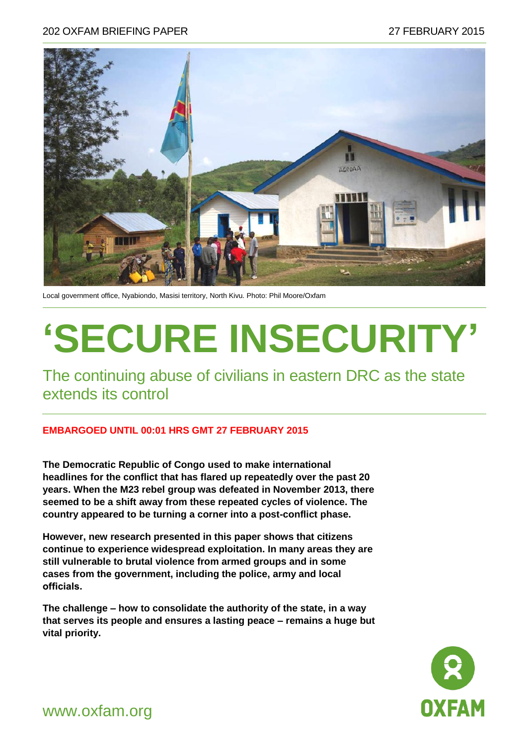202 OXFAM BRIEFING PAPER 27 FEBRUARY 2015

Local government office, Nyabiondo, Masisi territory, North Kivu. Photo: Phil Moore/Oxfam

# 'SECURE INSECURITY'

## The continuing abuse of civilians in eastern DRC as the state extends its control

**EMBARGOED UNTIL 00:01 HRS GMT 27 FEBRUARY 2015**

**The Democratic Republic of Congo used to make international headlines for the conflict that has flared up repeatedly over the past 20 years. When the M23 rebel group was defeated in November 2013, there seemed to be a shift away from these repeated cycles of violence. The country appeared to be turning a corner into a post-conflict phase.**

**However, new research presented in this paper shows that citizens continue to experience widespread exploitation. In many areas they are still vulnerable to brutal violence from armed groups and in some cases from the government, including the police, army and local officials.**

**The challenge – how to consolidate the authority of the state, in a way that serves its people and ensures a lasting peace – remains a huge but vital priority.**

www.oxfam.org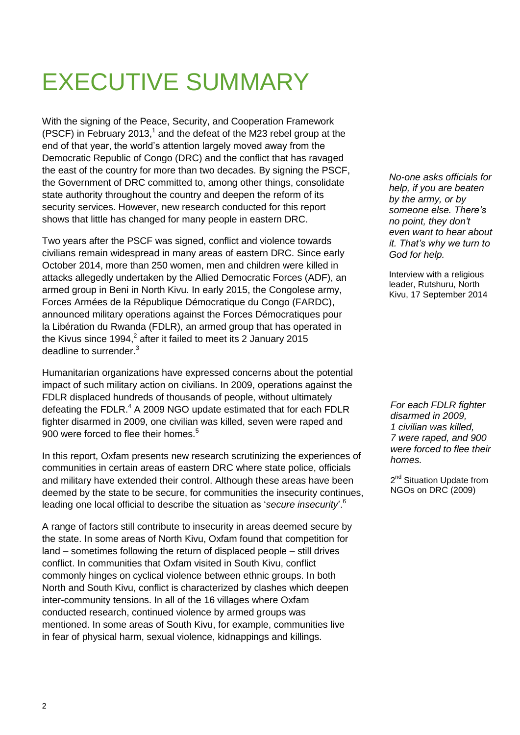# EXECUTIVE SUMMARY

With the signing of the Peace, Security, and Cooperation Framework (PSCF) in February 2013,[1] and the defeat of the M23 rebel group at the end of that year, the world's attention largely moved away from the Democratic Republic of Congo (DRC) and the conflict that has ravaged the east of the country for more than two decades. By signing the PSCF, the Government of DRC committed to, among other things, consolidate state authority throughout the country and deepen the reform of its security services. However, new research conducted for this report shows that little has changed for many people in eastern DRC.

*No-one asks officials for help, if you are beaten by the army, or by someone else. There's no point, they don't even want to hear about it. That's why we turn to God for help.*

Interview with a religious leader, Rutshuru, North Kivu, 17 September 2014

Two years after the PSCF was signed, conflict and violence towards civilians remain widespread in many areas of eastern DRC. Since early October 2014, more than 250 women, men and children were killed in attacks allegedly undertaken by the Allied Democratic Forces (ADF), an armed group in Beni in North Kivu. In early 2015, the Congolese army, Forces Armées de la République Démocratique du Congo (FARDC), announced military operations against the Forces Démocratiques pour la Libération du Rwanda (FDLR), an armed group that has operated in the Kivus since 1994,[2] after it failed to meet its 2 January 2015 deadline to surrender.[3]

Humanitarian organizations have expressed concerns about the potential impact of such military action on civilians. In 2009, operations against the FDLR displaced hundreds of thousands of people, without ultimately defeating the FDLR.[4] A 2009 NGO update estimated that for each FDLR fighter disarmed in 2009, one civilian was killed, seven were raped and 900 were forced to flee their homes.[5]

*For each FDLR fighter disarmed in 2009, 1 civilian was killed, 7 were raped, and 900 were forced to flee their homes.*

2nd Situation Update from NGOs on DRC (2009)

In this report, Oxfam presents new research scrutinizing the experiences of communities in certain areas of eastern DRC where state police, officials and military have extended their control. Although these areas have been deemed by the state to be secure, for communities the insecurity continues, leading one local official to describe the situation as '*secure insecurity*'.[6]

A range of factors still contribute to insecurity in areas deemed secure by the state. In some areas of North Kivu, Oxfam found that competition for land – sometimes following the return of displaced people – still drives conflict. In communities that Oxfam visited in South Kivu, conflict commonly hinges on cyclical violence between ethnic groups. In both North and South Kivu, conflict is characterized by clashes which deepen inter-community tensions. In all of the 16 villages where Oxfam conducted research, continued violence by armed groups was mentioned. In some areas of South Kivu, for example, communities live in fear of physical harm, sexual violence, kidnappings and killings.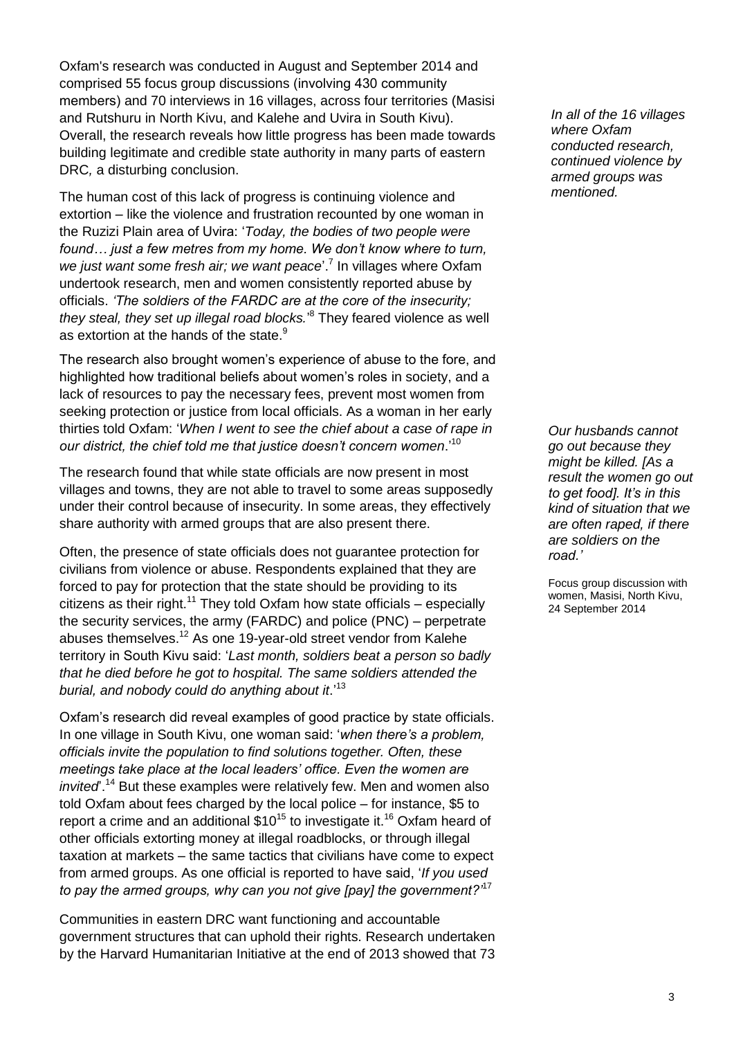Oxfam's research was conducted in August and September 2014 and comprised 55 focus group discussions (involving 430 community members) and 70 interviews in 16 villages, across four territories (Masisi and Rutshuru in North Kivu, and Kalehe and Uvira in South Kivu). Overall, the research reveals how little progress has been made towards building legitimate and credible state authority in many parts of eastern DRC, a disturbing conclusion.

*In all of the 16 villages where Oxfam conducted research, continued violence by armed groups was mentioned.*

The human cost of this lack of progress is continuing violence and extortion – like the violence and frustration recounted by one woman in the Ruzizi Plain area of Uvira: '*Today, the bodies of two people were found… just a few metres from my home. We don't know where to turn, we just want some fresh air; we want peace*'.[7] In villages where Oxfam undertook research, men and women consistently reported abuse by officials. *'The soldiers of the FARDC are at the core of the insecurity; they steal, they set up illegal road blocks.'*[8] They feared violence as well as extortion at the hands of the state.[9]

The research also brought women's experience of abuse to the fore, and highlighted how traditional beliefs about women's roles in society, and a lack of resources to pay the necessary fees, prevent most women from seeking protection or justice from local officials. As a woman in her early thirties told Oxfam: '*When I went to see the chief about a case of rape in our district, the chief told me that justice doesn't concern women*.'[10]

*Our husbands cannot go out because they might be killed. [As a result the women go out to get food]. It's in this kind of situation that we are often raped, if there are soldiers on the road.'*

Focus group discussion with women, Masisi, North Kivu, 24 September 2014

The research found that while state officials are now present in most villages and towns, they are not able to travel to some areas supposedly under their control because of insecurity. In some areas, they effectively share authority with armed groups that are also present there.

Often, the presence of state officials does not guarantee protection for civilians from violence or abuse. Respondents explained that they are forced to pay for protection that the state should be providing to its citizens as their right.[11] They told Oxfam how state officials – especially the security services, the army (FARDC) and police (PNC) – perpetrate abuses themselves.[12] As one 19-year-old street vendor from Kalehe territory in South Kivu said: '*Last month, soldiers beat a person so badly that he died before he got to hospital. The same soldiers attended the burial, and nobody could do anything about it*.'[13]

Oxfam's research did reveal examples of good practice by state officials. In one village in South Kivu, one woman said: '*when there's a problem, officials invite the population to find solutions together. Often, these meetings take place at the local leaders' office. Even the women are invited*'.[14] But these examples were relatively few. Men and women also told Oxfam about fees charged by the local police – for instance, \$5 to report a crime and an additional \$10[15] to investigate it.[16] Oxfam heard of other officials extorting money at illegal roadblocks, or through illegal taxation at markets – the same tactics that civilians have come to expect from armed groups. As one official is reported to have said, '*If you used to pay the armed groups, why can you not give [pay] the government?*'[17]

Communities in eastern DRC want functioning and accountable government structures that can uphold their rights. Research undertaken by the Harvard Humanitarian Initiative at the end of 2013 showed that 73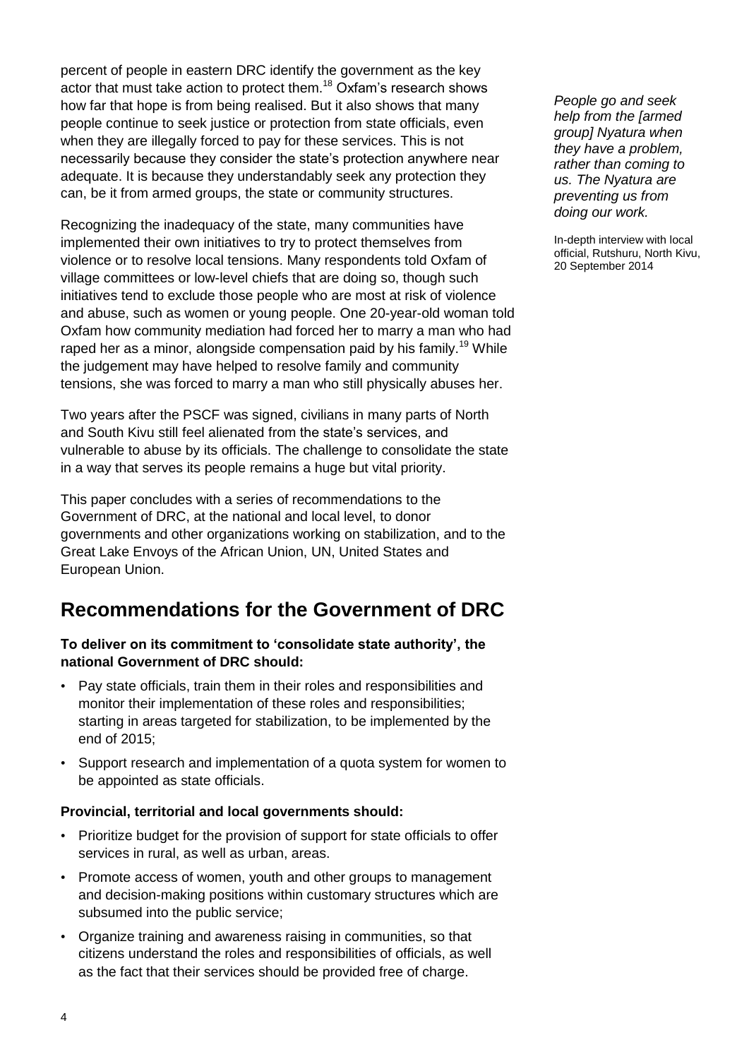percent of people in eastern DRC identify the government as the key actor that must take action to protect them.[18] Oxfam's research shows how far that hope is from being realised. But it also shows that many people continue to seek justice or protection from state officials, even when they are illegally forced to pay for these services. This is not necessarily because they consider the state's protection anywhere near adequate. It is because they understandably seek any protection they can, be it from armed groups, the state or community structures.

*People go and seek help from the [armed group] Nyatura when they have a problem, rather than coming to us. The Nyatura are preventing us from doing our work.*

In-depth interview with local official, Rutshuru, North Kivu, 20 September 2014

Recognizing the inadequacy of the state, many communities have implemented their own initiatives to try to protect themselves from violence or to resolve local tensions. Many respondents told Oxfam of village committees or low-level chiefs that are doing so, though such initiatives tend to exclude those people who are most at risk of violence and abuse, such as women or young people. One 20-year-old woman told Oxfam how community mediation had forced her to marry a man who had raped her as a minor, alongside compensation paid by his family.[19] While the judgement may have helped to resolve family and community tensions, she was forced to marry a man who still physically abuses her.

Two years after the PSCF was signed, civilians in many parts of North and South Kivu still feel alienated from the state's services, and vulnerable to abuse by its officials. The challenge to consolidate the state in a way that serves its people remains a huge but vital priority.

This paper concludes with a series of recommendations to the Government of DRC, at the national and local level, to donor governments and other organizations working on stabilization, and to the Great Lake Envoys of the African Union, UN, United States and European Union.

## Recommendations for the Government of DRC

**To deliver on its commitment to 'consolidate state authority', the national Government of DRC should:**

- Pay state officials, train them in their roles and responsibilities and monitor their implementation of these roles and responsibilities; starting in areas targeted for stabilization, to be implemented by the end of 2015;
- Support research and implementation of a quota system for women to be appointed as state officials.

**Provincial, territorial and local governments should:**

- Prioritize budget for the provision of support for state officials to offer services in rural, as well as urban, areas.
- Promote access of women, youth and other groups to management and decision-making positions within customary structures which are subsumed into the public service;
- Organize training and awareness raising in communities, so that citizens understand the roles and responsibilities of officials, as well as the fact that their services should be provided free of charge.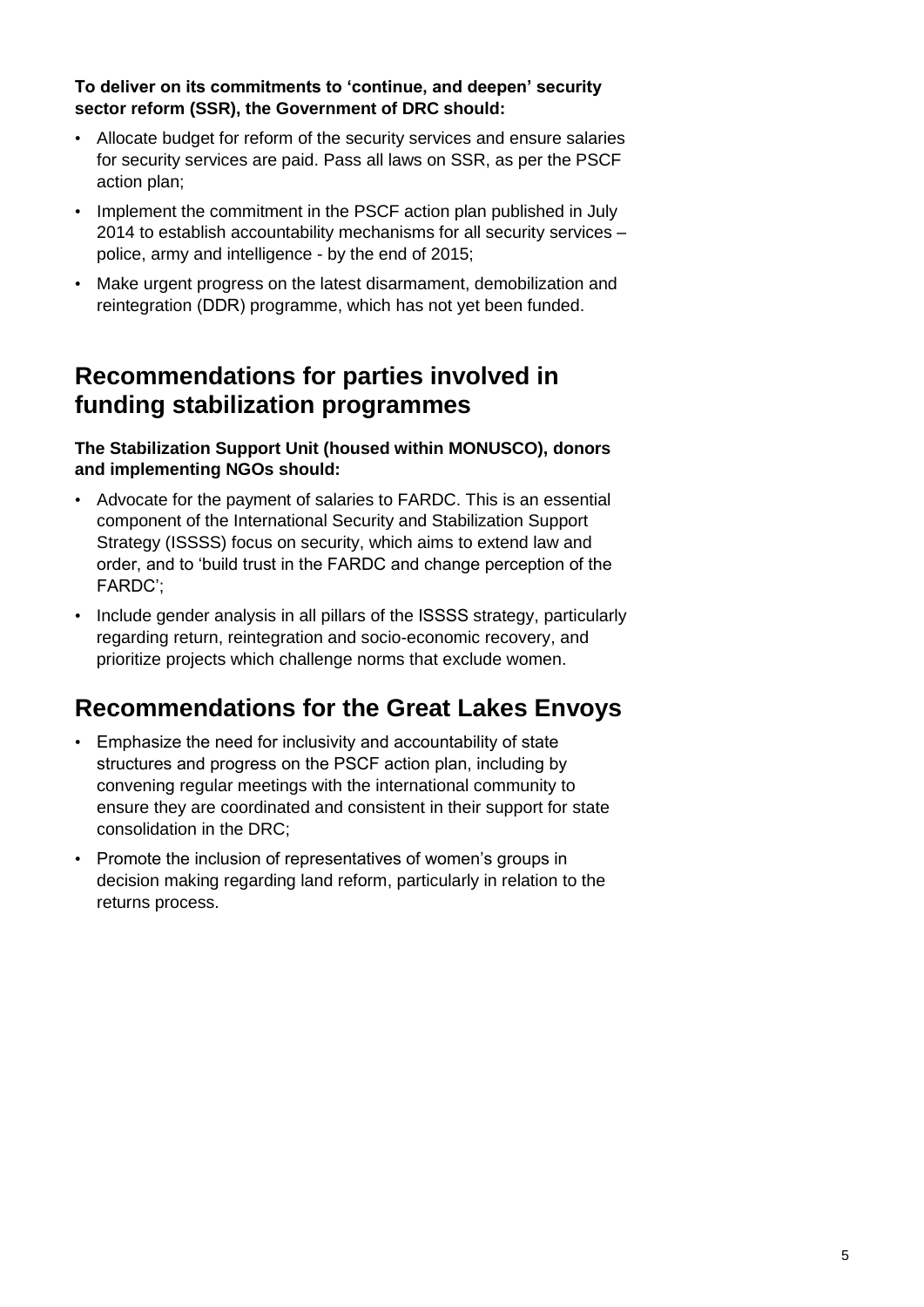**To deliver on its commitments to 'continue, and deepen' security sector reform (SSR), the Government of DRC should:**

- Allocate budget for reform of the security services and ensure salaries for security services are paid. Pass all laws on SSR, as per the PSCF action plan;
- Implement the commitment in the PSCF action plan published in July 2014 to establish accountability mechanisms for all security services – police, army and intelligence - by the end of 2015;
- Make urgent progress on the latest disarmament, demobilization and reintegration (DDR) programme, which has not yet been funded.

## Recommendations for parties involved in funding stabilization programmes

**The Stabilization Support Unit (housed within MONUSCO), donors and implementing NGOs should:**

- Advocate for the payment of salaries to FARDC. This is an essential component of the International Security and Stabilization Support Strategy (ISSSS) focus on security, which aims to extend law and order, and to 'build trust in the FARDC and change perception of the FARDC';
- Include gender analysis in all pillars of the ISSSS strategy, particularly regarding return, reintegration and socio-economic recovery, and prioritize projects which challenge norms that exclude women.

## Recommendations for the Great Lakes Envoys

- Emphasize the need for inclusivity and accountability of state structures and progress on the PSCF action plan, including by convening regular meetings with the international community to ensure they are coordinated and consistent in their support for state consolidation in the DRC;
- Promote the inclusion of representatives of women's groups in decision making regarding land reform, particularly in relation to the returns process.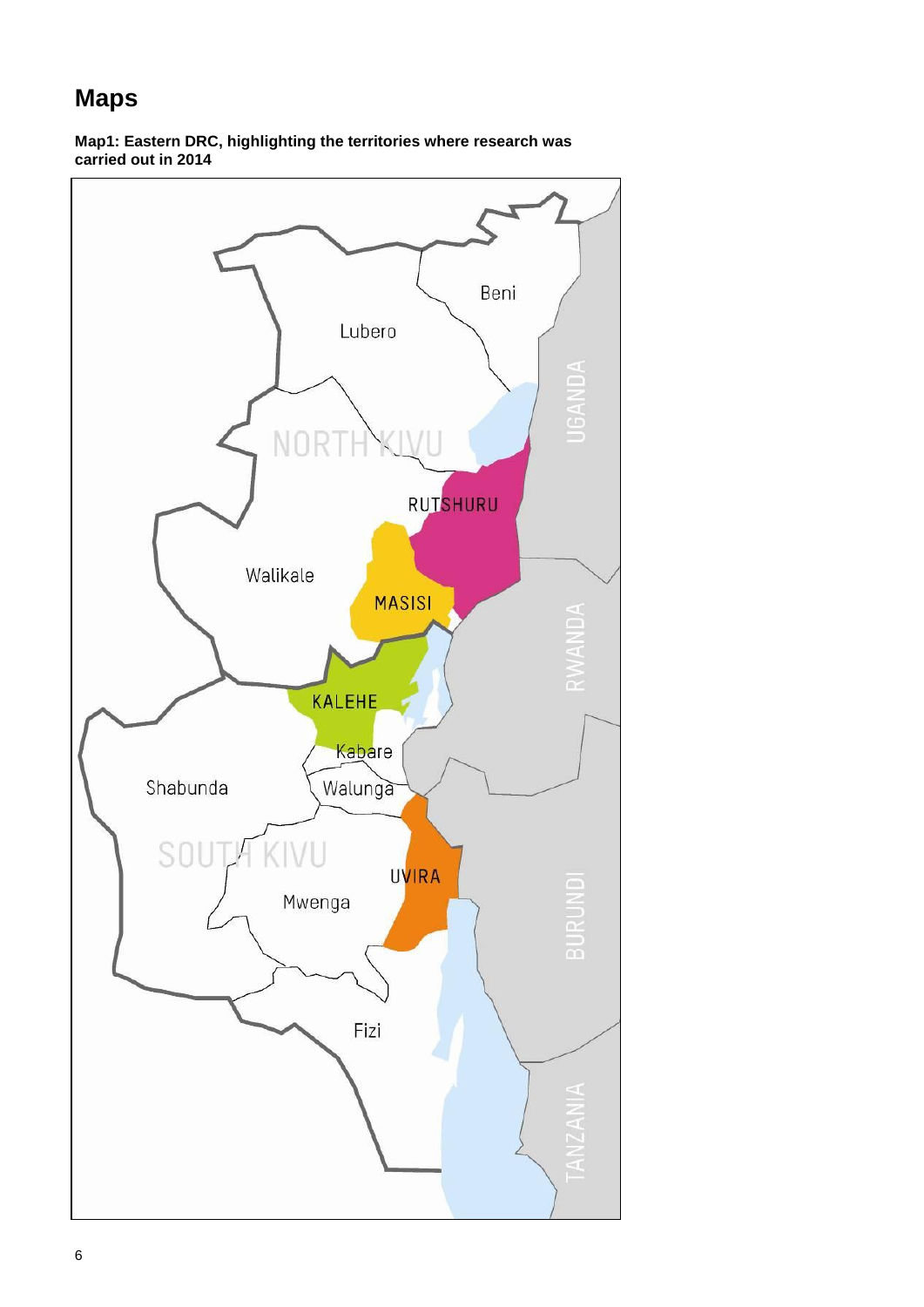# Maps

**Map1: Eastern DRC, highlighting the territories where research was carried out in 2014**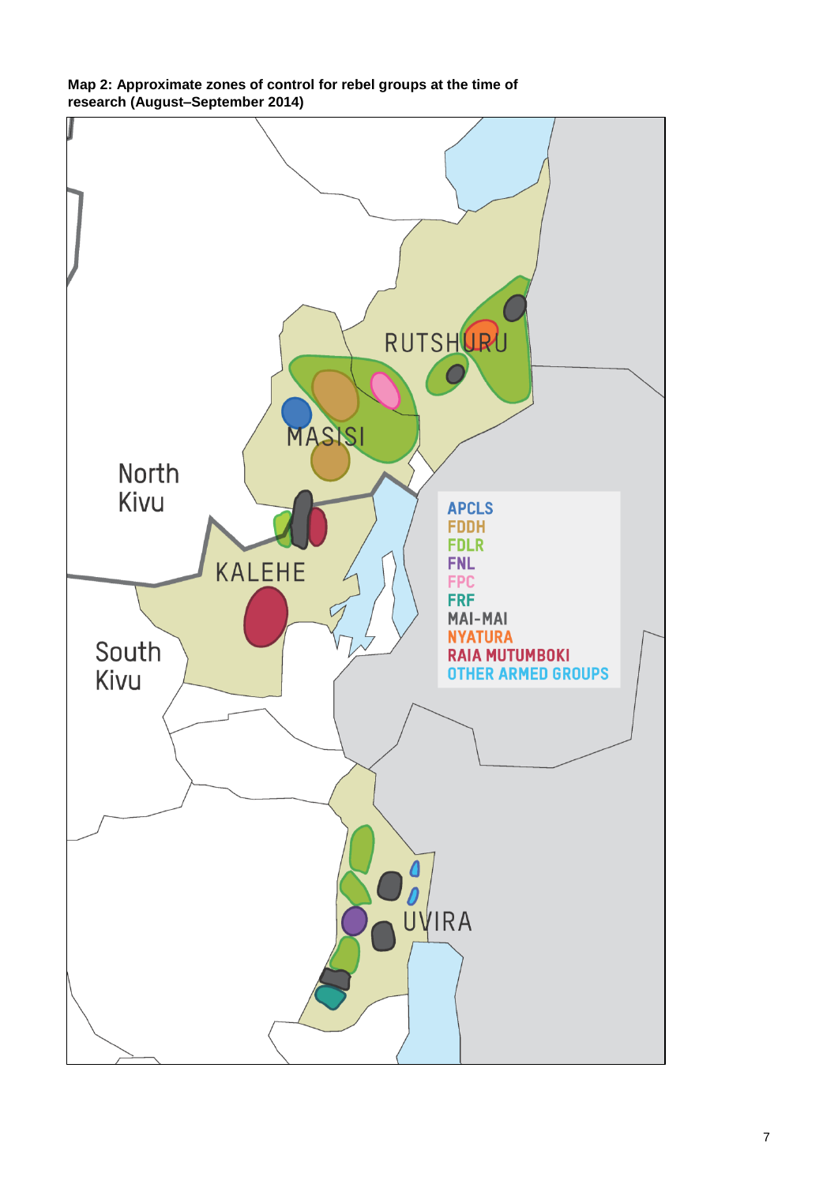**Map 2: Approximate zones of control for rebel groups at the time of research (August–September 2014)**

RUTSHURU

MASISI

North Kivu

KALEHE

South Kivu

UVIRA

APCLS
FDDH
FDLR
FNL
FPC
FRF
MAI-MAI
NYATURA
RAIA MUTUMBOKI
OTHER ARMED GROUPS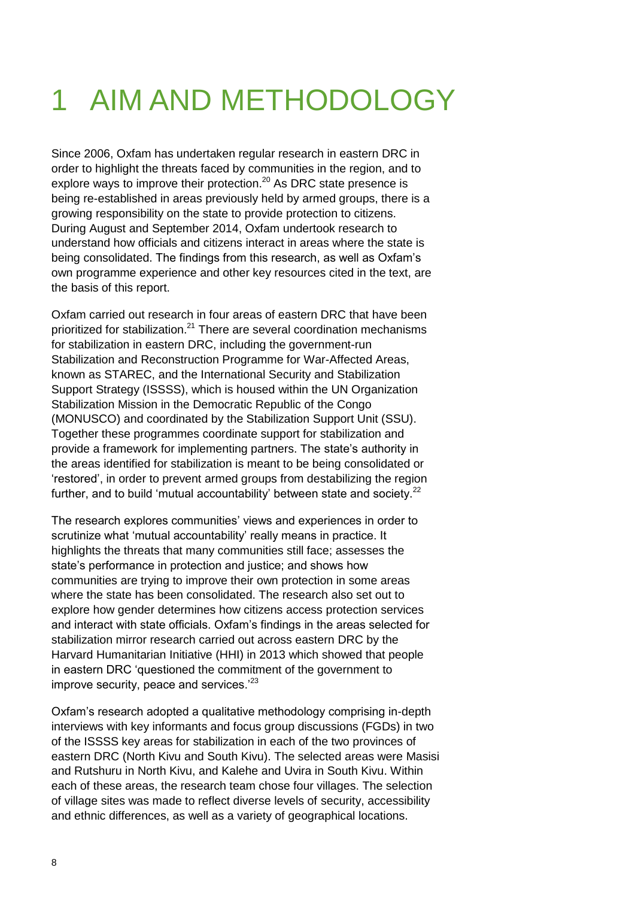# 1 AIM AND METHODOLOGY

Since 2006, Oxfam has undertaken regular research in eastern DRC in order to highlight the threats faced by communities in the region, and to explore ways to improve their protection.[20] As DRC state presence is being re-established in areas previously held by armed groups, there is a growing responsibility on the state to provide protection to citizens. During August and September 2014, Oxfam undertook research to understand how officials and citizens interact in areas where the state is being consolidated. The findings from this research, as well as Oxfam's own programme experience and other key resources cited in the text, are the basis of this report.

Oxfam carried out research in four areas of eastern DRC that have been prioritized for stabilization.[21] There are several coordination mechanisms for stabilization in eastern DRC, including the government-run Stabilization and Reconstruction Programme for War-Affected Areas, known as STAREC, and the International Security and Stabilization Support Strategy (ISSSS), which is housed within the UN Organization Stabilization Mission in the Democratic Republic of the Congo (MONUSCO) and coordinated by the Stabilization Support Unit (SSU). Together these programmes coordinate support for stabilization and provide a framework for implementing partners. The state's authority in the areas identified for stabilization is meant to be being consolidated or 'restored', in order to prevent armed groups from destabilizing the region further, and to build 'mutual accountability' between state and society.[22]

The research explores communities' views and experiences in order to scrutinize what 'mutual accountability' really means in practice. It highlights the threats that many communities still face; assesses the state's performance in protection and justice; and shows how communities are trying to improve their own protection in some areas where the state has been consolidated. The research also set out to explore how gender determines how citizens access protection services and interact with state officials. Oxfam's findings in the areas selected for stabilization mirror research carried out across eastern DRC by the Harvard Humanitarian Initiative (HHI) in 2013 which showed that people in eastern DRC 'questioned the commitment of the government to improve security, peace and services.'[23]

Oxfam's research adopted a qualitative methodology comprising in-depth interviews with key informants and focus group discussions (FGDs) in two of the ISSSS key areas for stabilization in each of the two provinces of eastern DRC (North Kivu and South Kivu). The selected areas were Masisi and Rutshuru in North Kivu, and Kalehe and Uvira in South Kivu. Within each of these areas, the research team chose four villages. The selection of village sites was made to reflect diverse levels of security, accessibility and ethnic differences, as well as a variety of geographical locations.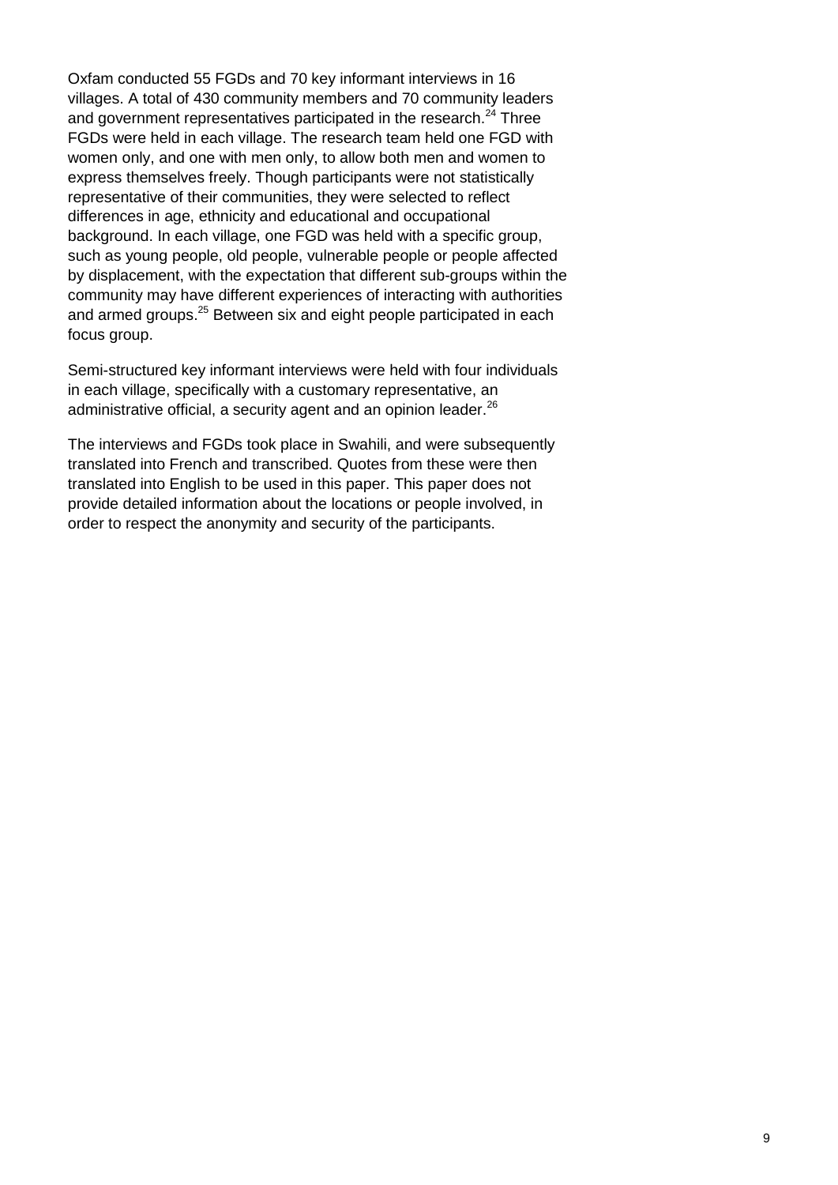Oxfam conducted 55 FGDs and 70 key informant interviews in 16 villages. A total of 430 community members and 70 community leaders and government representatives participated in the research.[24] Three FGDs were held in each village. The research team held one FGD with women only, and one with men only, to allow both men and women to express themselves freely. Though participants were not statistically representative of their communities, they were selected to reflect differences in age, ethnicity and educational and occupational background. In each village, one FGD was held with a specific group, such as young people, old people, vulnerable people or people affected by displacement, with the expectation that different sub-groups within the community may have different experiences of interacting with authorities and armed groups.[25] Between six and eight people participated in each focus group.

Semi-structured key informant interviews were held with four individuals in each village, specifically with a customary representative, an administrative official, a security agent and an opinion leader.[26]

The interviews and FGDs took place in Swahili, and were subsequently translated into French and transcribed. Quotes from these were then translated into English to be used in this paper. This paper does not provide detailed information about the locations or people involved, in order to respect the anonymity and security of the participants.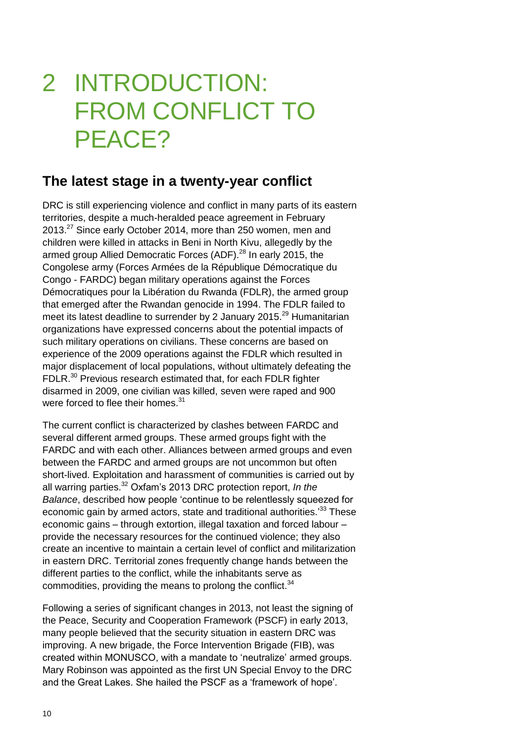# 2 INTRODUCTION: FROM CONFLICT TO PEACE?

## The latest stage in a twenty-year conflict

DRC is still experiencing violence and conflict in many parts of its eastern territories, despite a much-heralded peace agreement in February 2013.[27] Since early October 2014, more than 250 women, men and children were killed in attacks in Beni in North Kivu, allegedly by the armed group Allied Democratic Forces (ADF).[28] In early 2015, the Congolese army (Forces Armées de la République Démocratique du Congo - FARDC) began military operations against the Forces Démocratiques pour la Libération du Rwanda (FDLR), the armed group that emerged after the Rwandan genocide in 1994. The FDLR failed to meet its latest deadline to surrender by 2 January 2015.[29] Humanitarian organizations have expressed concerns about the potential impacts of such military operations on civilians. These concerns are based on experience of the 2009 operations against the FDLR which resulted in major displacement of local populations, without ultimately defeating the FDLR.[30] Previous research estimated that, for each FDLR fighter disarmed in 2009, one civilian was killed, seven were raped and 900 were forced to flee their homes.[31]

The current conflict is characterized by clashes between FARDC and several different armed groups. These armed groups fight with the FARDC and with each other. Alliances between armed groups and even between the FARDC and armed groups are not uncommon but often short-lived. Exploitation and harassment of communities is carried out by all warring parties.[32] Oxfam's 2013 DRC protection report, *In the Balance*, described how people 'continue to be relentlessly squeezed for economic gain by armed actors, state and traditional authorities.'[33] These economic gains – through extortion, illegal taxation and forced labour – provide the necessary resources for the continued violence; they also create an incentive to maintain a certain level of conflict and militarization in eastern DRC. Territorial zones frequently change hands between the different parties to the conflict, while the inhabitants serve as commodities, providing the means to prolong the conflict.[34]

Following a series of significant changes in 2013, not least the signing of the Peace, Security and Cooperation Framework (PSCF) in early 2013, many people believed that the security situation in eastern DRC was improving. A new brigade, the Force Intervention Brigade (FIB), was created within MONUSCO, with a mandate to 'neutralize' armed groups. Mary Robinson was appointed as the first UN Special Envoy to the DRC and the Great Lakes. She hailed the PSCF as a 'framework of hope'.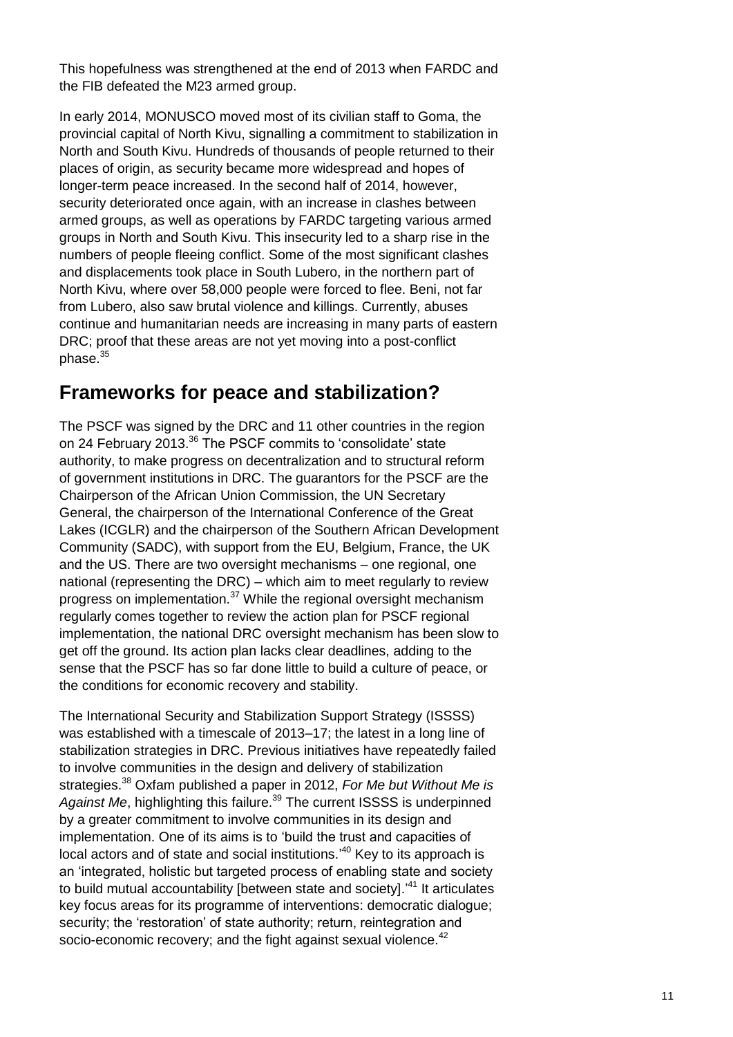This hopefulness was strengthened at the end of 2013 when FARDC and the FIB defeated the M23 armed group.

In early 2014, MONUSCO moved most of its civilian staff to Goma, the provincial capital of North Kivu, signalling a commitment to stabilization in North and South Kivu. Hundreds of thousands of people returned to their places of origin, as security became more widespread and hopes of longer-term peace increased. In the second half of 2014, however, security deteriorated once again, with an increase in clashes between armed groups, as well as operations by FARDC targeting various armed groups in North and South Kivu. This insecurity led to a sharp rise in the numbers of people fleeing conflict. Some of the most significant clashes and displacements took place in South Lubero, in the northern part of North Kivu, where over 58,000 people were forced to flee. Beni, not far from Lubero, also saw brutal violence and killings. Currently, abuses continue and humanitarian needs are increasing in many parts of eastern DRC; proof that these areas are not yet moving into a post-conflict phase.[35]

## Frameworks for peace and stabilization?

The PSCF was signed by the DRC and 11 other countries in the region on 24 February 2013.[36] The PSCF commits to 'consolidate' state authority, to make progress on decentralization and to structural reform of government institutions in DRC. The guarantors for the PSCF are the Chairperson of the African Union Commission, the UN Secretary General, the chairperson of the International Conference of the Great Lakes (ICGLR) and the chairperson of the Southern African Development Community (SADC), with support from the EU, Belgium, France, the UK and the US. There are two oversight mechanisms – one regional, one national (representing the DRC) – which aim to meet regularly to review progress on implementation.[37] While the regional oversight mechanism regularly comes together to review the action plan for PSCF regional implementation, the national DRC oversight mechanism has been slow to get off the ground. Its action plan lacks clear deadlines, adding to the sense that the PSCF has so far done little to build a culture of peace, or the conditions for economic recovery and stability.

The International Security and Stabilization Support Strategy (ISSSS) was established with a timescale of 2013–17; the latest in a long line of stabilization strategies in DRC. Previous initiatives have repeatedly failed to involve communities in the design and delivery of stabilization strategies.[38] Oxfam published a paper in 2012, *For Me but Without Me is Against Me*, highlighting this failure.[39] The current ISSSS is underpinned by a greater commitment to involve communities in its design and implementation. One of its aims is to 'build the trust and capacities of local actors and of state and social institutions.'[40] Key to its approach is an 'integrated, holistic but targeted process of enabling state and society to build mutual accountability [between state and society].'[41] It articulates key focus areas for its programme of interventions: democratic dialogue; security; the 'restoration' of state authority; return, reintegration and socio-economic recovery; and the fight against sexual violence.[42]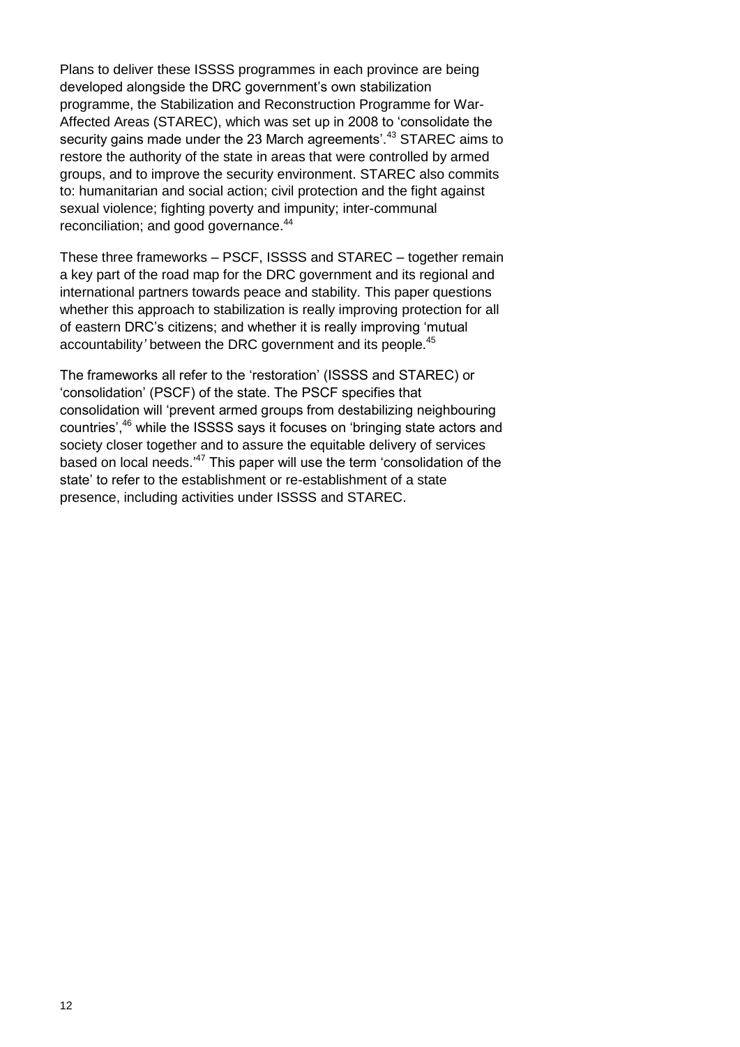Plans to deliver these ISSSS programmes in each province are being developed alongside the DRC government's own stabilization programme, the Stabilization and Reconstruction Programme for War-Affected Areas (STAREC), which was set up in 2008 to 'consolidate the security gains made under the 23 March agreements'.[43] STAREC aims to restore the authority of the state in areas that were controlled by armed groups, and to improve the security environment. STAREC also commits to: humanitarian and social action; civil protection and the fight against sexual violence; fighting poverty and impunity; inter-communal reconciliation; and good governance.[44]

These three frameworks – PSCF, ISSSS and STAREC – together remain a key part of the road map for the DRC government and its regional and international partners towards peace and stability. This paper questions whether this approach to stabilization is really improving protection for all of eastern DRC's citizens; and whether it is really improving 'mutual accountability' between the DRC government and its people.[45]

The frameworks all refer to the 'restoration' (ISSSS and STAREC) or 'consolidation' (PSCF) of the state. The PSCF specifies that consolidation will 'prevent armed groups from destabilizing neighbouring countries',[46] while the ISSSS says it focuses on 'bringing state actors and society closer together and to assure the equitable delivery of services based on local needs.'[47] This paper will use the term 'consolidation of the state' to refer to the establishment or re-establishment of a state presence, including activities under ISSSS and STAREC.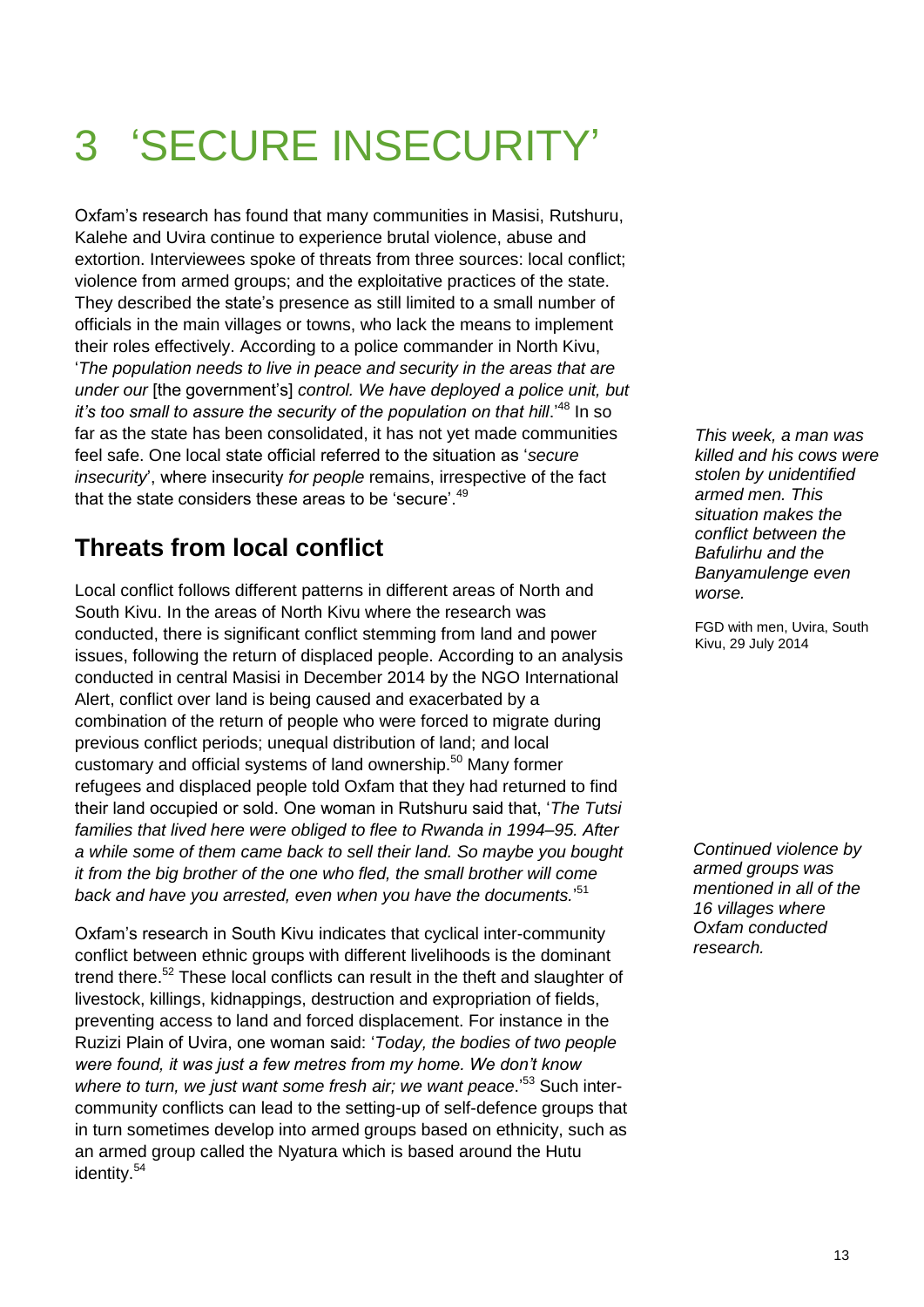# 3 'SECURE INSECURITY'

Oxfam's research has found that many communities in Masisi, Rutshuru, Kalehe and Uvira continue to experience brutal violence, abuse and extortion. Interviewees spoke of threats from three sources: local conflict; violence from armed groups; and the exploitative practices of the state. They described the state's presence as still limited to a small number of officials in the main villages or towns, who lack the means to implement their roles effectively. According to a police commander in North Kivu, '*The population needs to live in peace and security in the areas that are under our* [the government's] *control. We have deployed a police unit, but it's too small to assure the security of the population on that hill*.'[48] In so far as the state has been consolidated, it has not yet made communities feel safe. One local state official referred to the situation as '*secure insecurity*', where insecurity *for people* remains, irrespective of the fact that the state considers these areas to be 'secure'.[49]

*This week, a man was killed and his cows were stolen by unidentified armed men. This situation makes the conflict between the Bafulirhu and the Banyamulenge even worse.*

FGD with men, Uvira, South Kivu, 29 July 2014

## Threats from local conflict

Local conflict follows different patterns in different areas of North and South Kivu. In the areas of North Kivu where the research was conducted, there is significant conflict stemming from land and power issues, following the return of displaced people. According to an analysis conducted in central Masisi in December 2014 by the NGO International Alert, conflict over land is being caused and exacerbated by a combination of the return of people who were forced to migrate during previous conflict periods; unequal distribution of land; and local customary and official systems of land ownership.[50] Many former refugees and displaced people told Oxfam that they had returned to find their land occupied or sold. One woman in Rutshuru said that, '*The Tutsi families that lived here were obliged to flee to Rwanda in 1994–95. After a while some of them came back to sell their land. So maybe you bought it from the big brother of the one who fled, the small brother will come back and have you arrested, even when you have the documents.*'[51]

*Continued violence by armed groups was mentioned in all of the 16 villages where Oxfam conducted research.*

Oxfam's research in South Kivu indicates that cyclical inter-community conflict between ethnic groups with different livelihoods is the dominant trend there.[52] These local conflicts can result in the theft and slaughter of livestock, killings, kidnappings, destruction and expropriation of fields, preventing access to land and forced displacement. For instance in the Ruzizi Plain of Uvira, one woman said: '*Today, the bodies of two people were found, it was just a few metres from my home. We don't know where to turn, we just want some fresh air; we want peace*.'[53] Such inter-community conflicts can lead to the setting-up of self-defence groups that in turn sometimes develop into armed groups based on ethnicity, such as an armed group called the Nyatura which is based around the Hutu identity.[54]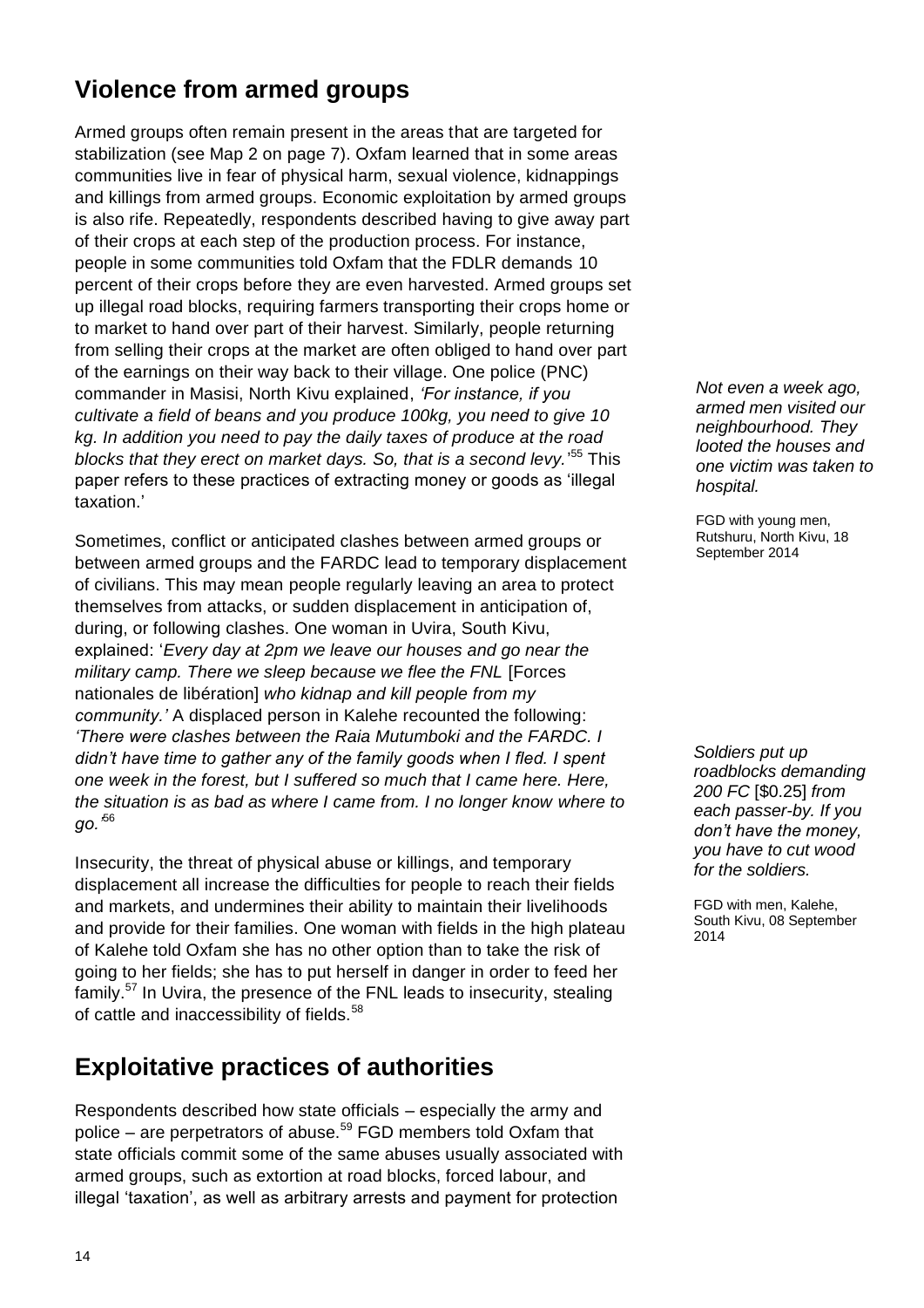## Violence from armed groups

Armed groups often remain present in the areas that are targeted for stabilization (see Map 2 on page 7). Oxfam learned that in some areas communities live in fear of physical harm, sexual violence, kidnappings and killings from armed groups. Economic exploitation by armed groups is also rife. Repeatedly, respondents described having to give away part of their crops at each step of the production process. For instance, people in some communities told Oxfam that the FDLR demands 10 percent of their crops before they are even harvested. Armed groups set up illegal road blocks, requiring farmers transporting their crops home or to market to hand over part of their harvest. Similarly, people returning from selling their crops at the market are often obliged to hand over part of the earnings on their way back to their village. One police (PNC) commander in Masisi, North Kivu explained, *'For instance, if you cultivate a field of beans and you produce 100kg, you need to give 10 kg. In addition you need to pay the daily taxes of produce at the road blocks that they erect on market days. So, that is a second levy.'*[55] This paper refers to these practices of extracting money or goods as 'illegal taxation.'

> *Not even a week ago, armed men visited our neighbourhood. They looted the houses and one victim was taken to hospital.*
>
> FGD with young men, Rutshuru, North Kivu, 18 September 2014

Sometimes, conflict or anticipated clashes between armed groups or between armed groups and the FARDC lead to temporary displacement of civilians. This may mean people regularly leaving an area to protect themselves from attacks, or sudden displacement in anticipation of, during, or following clashes. One woman in Uvira, South Kivu, explained: '*Every day at 2pm we leave our houses and go near the military camp. There we sleep because we flee the FNL* [Forces nationales de libération] *who kidnap and kill people from my community.'* A displaced person in Kalehe recounted the following: *'There were clashes between the Raia Mutumboki and the FARDC. I didn't have time to gather any of the family goods when I fled. I spent one week in the forest, but I suffered so much that I came here. Here, the situation is as bad as where I came from. I no longer know where to go.'*[56]

> *Soldiers put up roadblocks demanding 200 FC* [$0.25] *from each passer-by. If you don't have the money, you have to cut wood for the soldiers.*
>
> FGD with men, Kalehe, South Kivu, 08 September 2014

Insecurity, the threat of physical abuse or killings, and temporary displacement all increase the difficulties for people to reach their fields and markets, and undermines their ability to maintain their livelihoods and provide for their families. One woman with fields in the high plateau of Kalehe told Oxfam she has no other option than to take the risk of going to her fields; she has to put herself in danger in order to feed her family.[57] In Uvira, the presence of the FNL leads to insecurity, stealing of cattle and inaccessibility of fields.[58]

## Exploitative practices of authorities

Respondents described how state officials – especially the army and police – are perpetrators of abuse.[59] FGD members told Oxfam that state officials commit some of the same abuses usually associated with armed groups, such as extortion at road blocks, forced labour, and illegal 'taxation', as well as arbitrary arrests and payment for protection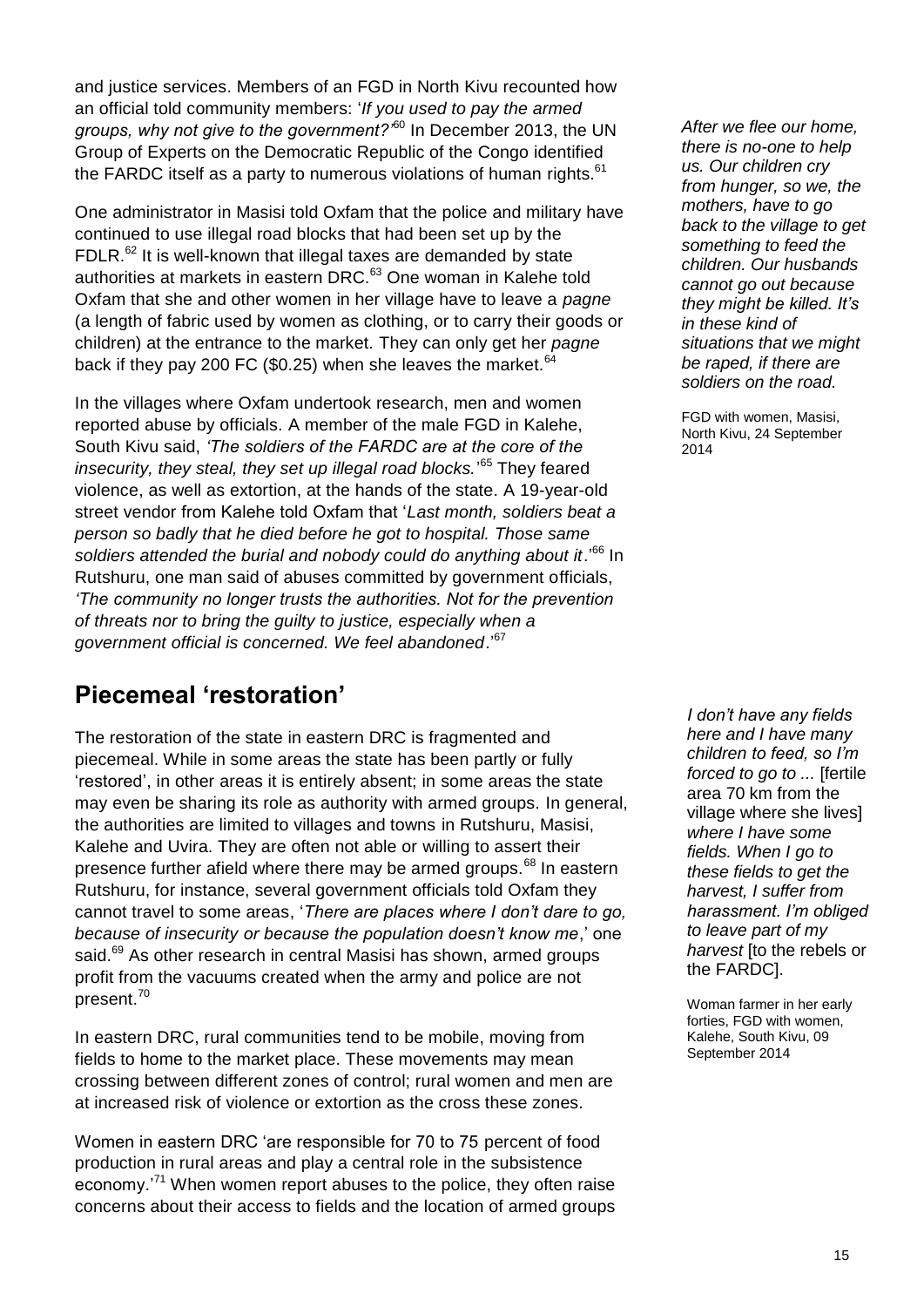and justice services. Members of an FGD in North Kivu recounted how an official told community members: '*If you used to pay the armed groups, why not give to the government?*'[60] In December 2013, the UN Group of Experts on the Democratic Republic of the Congo identified the FARDC itself as a party to numerous violations of human rights.[61]

One administrator in Masisi told Oxfam that the police and military have continued to use illegal road blocks that had been set up by the FDLR.[62] It is well-known that illegal taxes are demanded by state authorities at markets in eastern DRC.[63] One woman in Kalehe told Oxfam that she and other women in her village have to leave a *pagne* (a length of fabric used by women as clothing, or to carry their goods or children) at the entrance to the market. They can only get her *pagne* back if they pay 200 FC ($0.25) when she leaves the market.[64]

In the villages where Oxfam undertook research, men and women reported abuse by officials. A member of the male FGD in Kalehe, South Kivu said, *'The soldiers of the FARDC are at the core of the insecurity, they steal, they set up illegal road blocks.'*[65] They feared violence, as well as extortion, at the hands of the state. A 19-year-old street vendor from Kalehe told Oxfam that '*Last month, soldiers beat a person so badly that he died before he got to hospital. Those same soldiers attended the burial and nobody could do anything about it*.'[66] In Rutshuru, one man said of abuses committed by government officials, *'The community no longer trusts the authorities. Not for the prevention of threats nor to bring the guilty to justice, especially when a government official is concerned. We feel abandoned*.'[67]

*After we flee our home, there is no-one to help us. Our children cry from hunger, so we, the mothers, have to go back to the village to get something to feed the children. Our husbands cannot go out because they might be killed. It's in these kind of situations that we might be raped, if there are soldiers on the road.*

FGD with women, Masisi, North Kivu, 24 September 2014

## Piecemeal 'restoration'

The restoration of the state in eastern DRC is fragmented and piecemeal. While in some areas the state has been partly or fully 'restored', in other areas it is entirely absent; in some areas the state may even be sharing its role as authority with armed groups. In general, the authorities are limited to villages and towns in Rutshuru, Masisi, Kalehe and Uvira. They are often not able or willing to assert their presence further afield where there may be armed groups.[68] In eastern Rutshuru, for instance, several government officials told Oxfam they cannot travel to some areas, '*There are places where I don't dare to go, because of insecurity or because the population doesn't know me*,' one said.[69] As other research in central Masisi has shown, armed groups profit from the vacuums created when the army and police are not present.[70]

In eastern DRC, rural communities tend to be mobile, moving from fields to home to the market place. These movements may mean crossing between different zones of control; rural women and men are at increased risk of violence or extortion as the cross these zones.

Women in eastern DRC 'are responsible for 70 to 75 percent of food production in rural areas and play a central role in the subsistence economy.'[71] When women report abuses to the police, they often raise concerns about their access to fields and the location of armed groups

*I don't have any fields here and I have many children to feed, so I'm forced to go to ...* [fertile area 70 km from the village where she lives] *where I have some fields. When I go to these fields to get the harvest, I suffer from harassment. I'm obliged to leave part of my harvest* [to the rebels or the FARDC].

Woman farmer in her early forties, FGD with women, Kalehe, South Kivu, 09 September 2014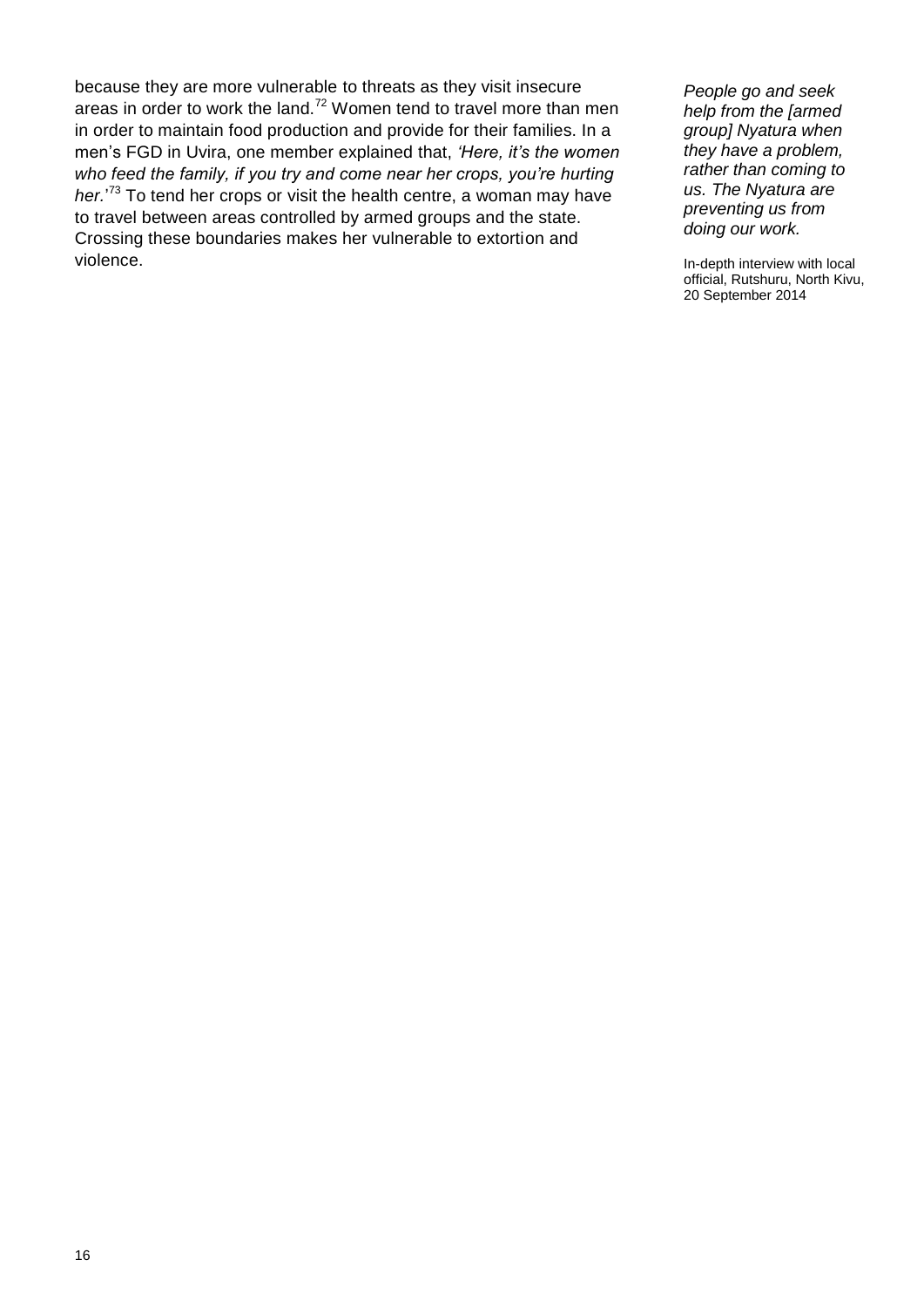because they are more vulnerable to threats as they visit insecure areas in order to work the land.[72] Women tend to travel more than men in order to maintain food production and provide for their families. In a men's FGD in Uvira, one member explained that, *'Here, it's the women who feed the family, if you try and come near her crops, you're hurting her.*'[73] To tend her crops or visit the health centre, a woman may have to travel between areas controlled by armed groups and the state. Crossing these boundaries makes her vulnerable to extortion and violence.

*People go and seek help from the [armed group] Nyatura when they have a problem, rather than coming to us. The Nyatura are preventing us from doing our work.*

In-depth interview with local official, Rutshuru, North Kivu, 20 September 2014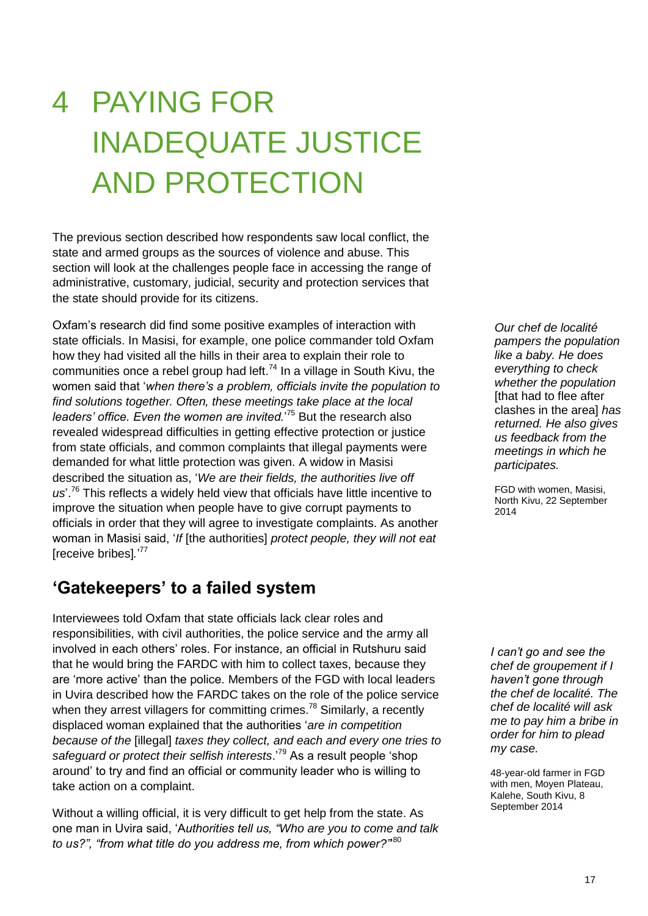# 4 PAYING FOR INADEQUATE JUSTICE AND PROTECTION

The previous section described how respondents saw local conflict, the state and armed groups as the sources of violence and abuse. This section will look at the challenges people face in accessing the range of administrative, customary, judicial, security and protection services that the state should provide for its citizens.

Oxfam's research did find some positive examples of interaction with state officials. In Masisi, for example, one police commander told Oxfam how they had visited all the hills in their area to explain their role to communities once a rebel group had left.[74] In a village in South Kivu, the women said that '*when there's a problem, officials invite the population to find solutions together. Often, these meetings take place at the local leaders' office. Even the women are invited.*'[75] But the research also revealed widespread difficulties in getting effective protection or justice from state officials, and common complaints that illegal payments were demanded for what little protection was given. A widow in Masisi described the situation as, '*We are their fields, the authorities live off us*'.[76] This reflects a widely held view that officials have little incentive to improve the situation when people have to give corrupt payments to officials in order that they will agree to investigate complaints. As another woman in Masisi said, '*If* [the authorities] *protect people, they will not eat* [receive bribes]*.*'[77]

> *Our chef de localité pampers the population like a baby. He does everything to check whether the population* [that had to flee after clashes in the area] *has returned. He also gives us feedback from the meetings in which he participates.*
>
> FGD with women, Masisi, North Kivu, 22 September 2014

## 'Gatekeepers' to a failed system

Interviewees told Oxfam that state officials lack clear roles and responsibilities, with civil authorities, the police service and the army all involved in each others' roles. For instance, an official in Rutshuru said that he would bring the FARDC with him to collect taxes, because they are 'more active' than the police. Members of the FGD with local leaders in Uvira described how the FARDC takes on the role of the police service when they arrest villagers for committing crimes.[78] Similarly, a recently displaced woman explained that the authorities '*are in competition because of the* [illegal] *taxes they collect, and each and every one tries to safeguard or protect their selfish interests*.'[79] As a result people 'shop around' to try and find an official or community leader who is willing to take action on a complaint.

> *I can't go and see the chef de groupement if I haven't gone through the chef de localité. The chef de localité will ask me to pay him a bribe in order for him to plead my case.*
>
> 48-year-old farmer in FGD with men, Moyen Plateau, Kalehe, South Kivu, 8 September 2014

Without a willing official, it is very difficult to get help from the state. As one man in Uvira said, 'A*uthorities tell us, "Who are you to come and talk to us?", "from what title do you address me, from which power?"*'[80]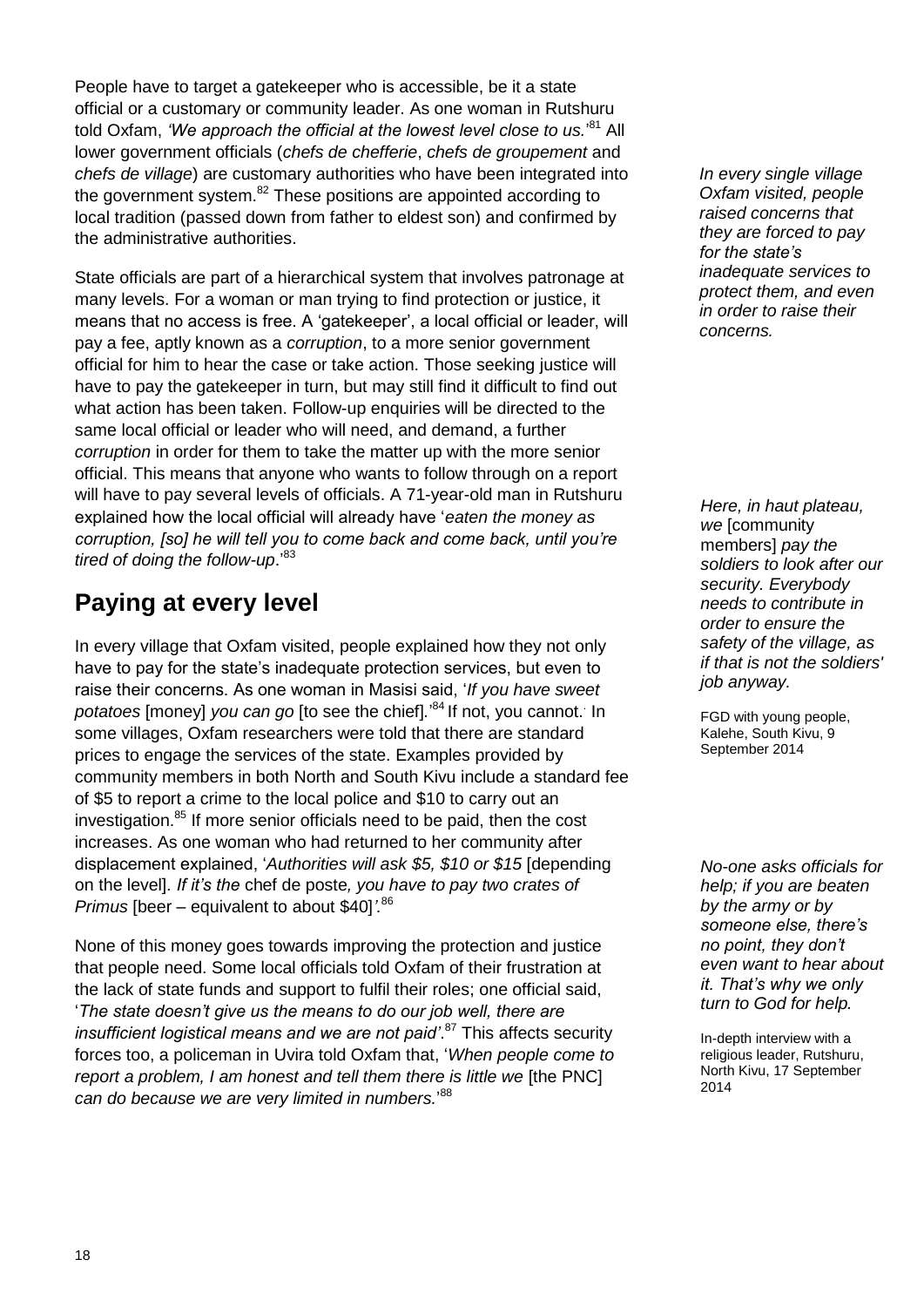People have to target a gatekeeper who is accessible, be it a state official or a customary or community leader. As one woman in Rutshuru told Oxfam, *'We approach the official at the lowest level close to us.'*[81] All lower government officials (*chefs de chefferie*, *chefs de groupement* and *chefs de village*) are customary authorities who have been integrated into the government system.[82] These positions are appointed according to local tradition (passed down from father to eldest son) and confirmed by the administrative authorities.

*In every single village Oxfam visited, people raised concerns that they are forced to pay for the state's inadequate services to protect them, and even in order to raise their concerns.*

State officials are part of a hierarchical system that involves patronage at many levels. For a woman or man trying to find protection or justice, it means that no access is free. A 'gatekeeper', a local official or leader, will pay a fee, aptly known as a *corruption*, to a more senior government official for him to hear the case or take action. Those seeking justice will have to pay the gatekeeper in turn, but may still find it difficult to find out what action has been taken. Follow-up enquiries will be directed to the same local official or leader who will need, and demand, a further *corruption* in order for them to take the matter up with the more senior official. This means that anyone who wants to follow through on a report will have to pay several levels of officials. A 71-year-old man in Rutshuru explained how the local official will already have '*eaten the money as corruption, [so] he will tell you to come back and come back, until you're tired of doing the follow-up*.'[83]

*Here, in haut plateau, we* [community members] *pay the soldiers to look after our security. Everybody needs to contribute in order to ensure the safety of the village, as if that is not the soldiers' job anyway.*

FGD with young people, Kalehe, South Kivu, 9 September 2014

## Paying at every level

In every village that Oxfam visited, people explained how they not only have to pay for the state's inadequate protection services, but even to raise their concerns. As one woman in Masisi said, '*If you have sweet potatoes* [money] *you can go* [to see the chief].'[84] If not, you cannot. In some villages, Oxfam researchers were told that there are standard prices to engage the services of the state. Examples provided by community members in both North and South Kivu include a standard fee of $5 to report a crime to the local police and $10 to carry out an investigation.[85] If more senior officials need to be paid, then the cost increases. As one woman who had returned to her community after displacement explained, '*Authorities will ask $5, $10 or $15* [depending on the level]. *If it's the* chef de poste*, you have to pay two crates of Primus* [beer – equivalent to about $40]*'*.[86]

*No-one asks officials for help; if you are beaten by the army or by someone else, there's no point, they don't even want to hear about it. That's why we only turn to God for help.*

In-depth interview with a religious leader, Rutshuru, North Kivu, 17 September 2014

None of this money goes towards improving the protection and justice that people need. Some local officials told Oxfam of their frustration at the lack of state funds and support to fulfil their roles; one official said, '*The state doesn't give us the means to do our job well, there are insufficient logistical means and we are not paid'*.[87] This affects security forces too, a policeman in Uvira told Oxfam that, '*When people come to report a problem, I am honest and tell them there is little we* [the PNC] *can do because we are very limited in numbers.*'[88]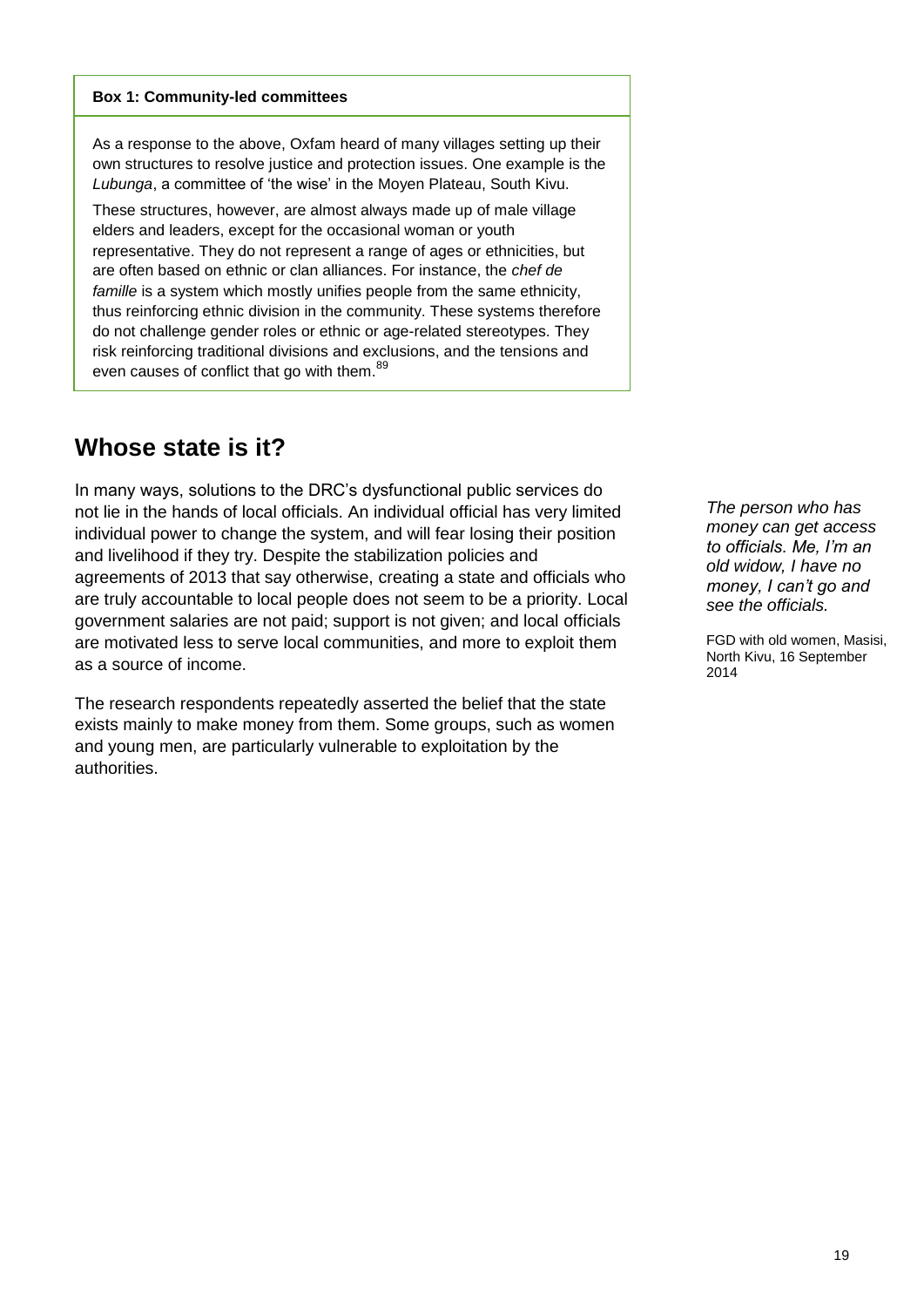**Box 1: Community-led committees**

As a response to the above, Oxfam heard of many villages setting up their own structures to resolve justice and protection issues. One example is the *Lubunga*, a committee of 'the wise' in the Moyen Plateau, South Kivu.

These structures, however, are almost always made up of male village elders and leaders, except for the occasional woman or youth representative. They do not represent a range of ages or ethnicities, but are often based on ethnic or clan alliances. For instance, the *chef de famille* is a system which mostly unifies people from the same ethnicity, thus reinforcing ethnic division in the community. These systems therefore do not challenge gender roles or ethnic or age-related stereotypes. They risk reinforcing traditional divisions and exclusions, and the tensions and even causes of conflict that go with them.[89]

## Whose state is it?

In many ways, solutions to the DRC's dysfunctional public services do not lie in the hands of local officials. An individual official has very limited individual power to change the system, and will fear losing their position and livelihood if they try. Despite the stabilization policies and agreements of 2013 that say otherwise, creating a state and officials who are truly accountable to local people does not seem to be a priority. Local government salaries are not paid; support is not given; and local officials are motivated less to serve local communities, and more to exploit them as a source of income.

*The person who has money can get access to officials. Me, I'm an old widow, I have no money, I can't go and see the officials.*

FGD with old women, Masisi, North Kivu, 16 September 2014

The research respondents repeatedly asserted the belief that the state exists mainly to make money from them. Some groups, such as women and young men, are particularly vulnerable to exploitation by the authorities.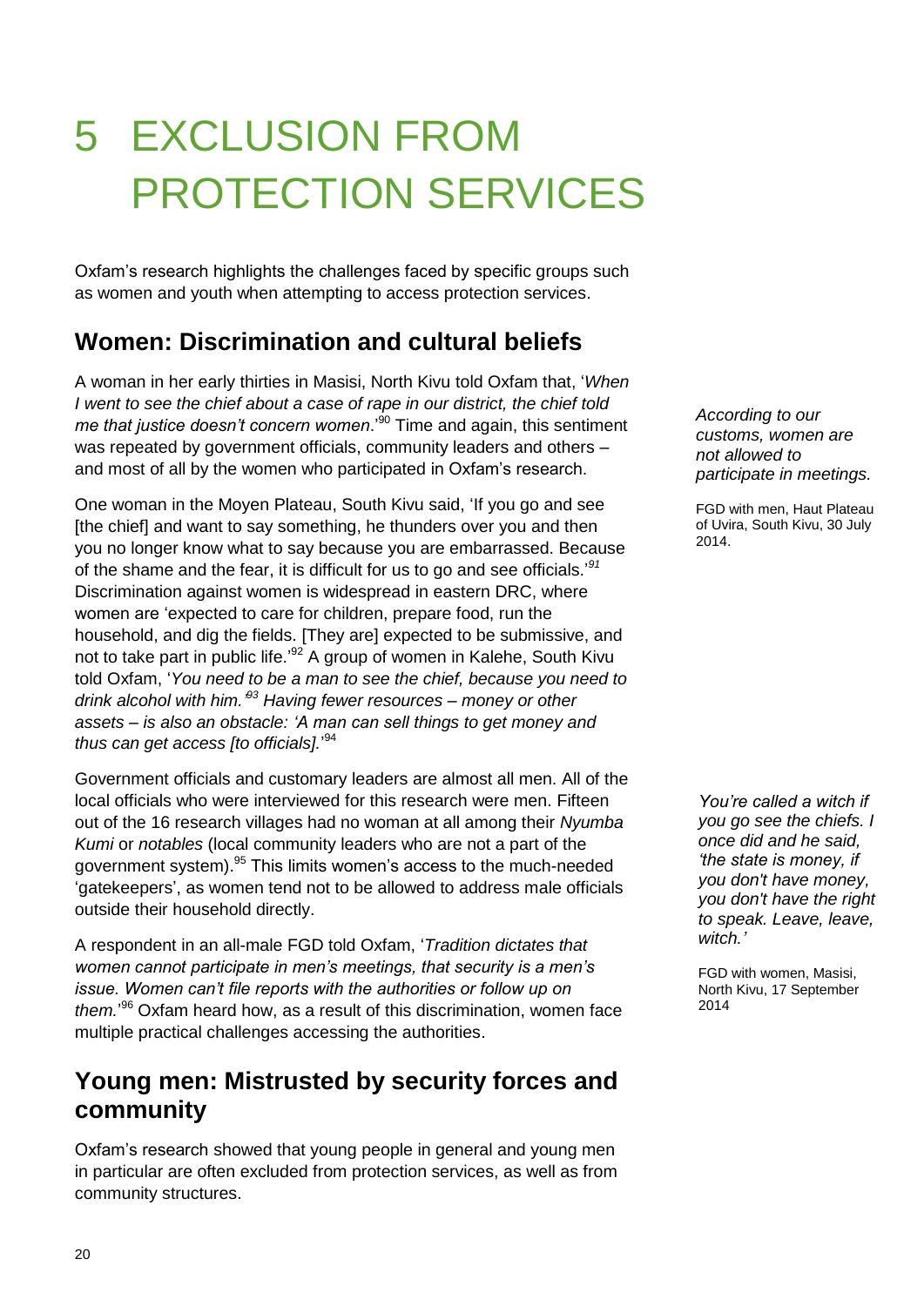# 5 EXCLUSION FROM PROTECTION SERVICES

Oxfam's research highlights the challenges faced by specific groups such as women and youth when attempting to access protection services.

## Women: Discrimination and cultural beliefs

A woman in her early thirties in Masisi, North Kivu told Oxfam that, '*When I went to see the chief about a case of rape in our district, the chief told me that justice doesn't concern women*.'[90] Time and again, this sentiment was repeated by government officials, community leaders and others – and most of all by the women who participated in Oxfam's research.

*According to our customs, women are not allowed to participate in meetings.*

FGD with men, Haut Plateau of Uvira, South Kivu, 30 July 2014.

One woman in the Moyen Plateau, South Kivu said, 'If you go and see [the chief] and want to say something, he thunders over you and then you no longer know what to say because you are embarrassed. Because of the shame and the fear, it is difficult for us to go and see officials.'[91] Discrimination against women is widespread in eastern DRC, where women are 'expected to care for children, prepare food, run the household, and dig the fields. [They are] expected to be submissive, and not to take part in public life.'[92] A group of women in Kalehe, South Kivu told Oxfam, '*You need to be a man to see the chief, because you need to drink alcohol with him.'[93] Having fewer resources – money or other assets – is also an obstacle: 'A man can sell things to get money and thus can get access [to officials].*'[94]

Government officials and customary leaders are almost all men. All of the local officials who were interviewed for this research were men. Fifteen out of the 16 research villages had no woman at all among their *Nyumba Kumi* or *notables* (local community leaders who are not a part of the government system).[95] This limits women's access to the much-needed 'gatekeepers', as women tend not to be allowed to address male officials outside their household directly.

*You're called a witch if you go see the chiefs. I once did and he said, 'the state is money, if you don't have money, you don't have the right to speak. Leave, leave, witch.'*

FGD with women, Masisi, North Kivu, 17 September 2014

A respondent in an all-male FGD told Oxfam, '*Tradition dictates that women cannot participate in men's meetings, that security is a men's issue. Women can't file reports with the authorities or follow up on them.*'[96] Oxfam heard how, as a result of this discrimination, women face multiple practical challenges accessing the authorities.

## Young men: Mistrusted by security forces and community

Oxfam's research showed that young people in general and young men in particular are often excluded from protection services, as well as from community structures.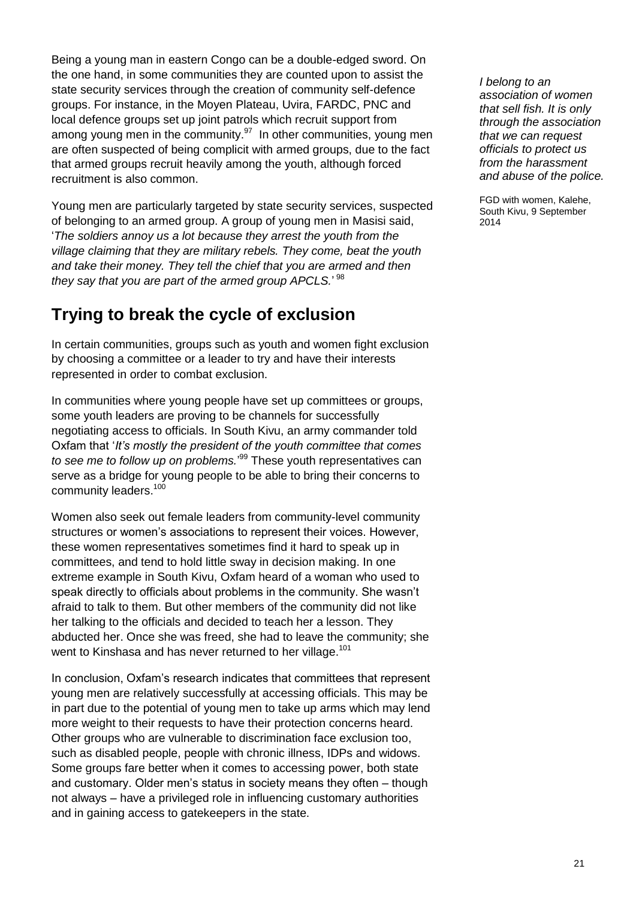Being a young man in eastern Congo can be a double-edged sword. On the one hand, in some communities they are counted upon to assist the state security services through the creation of community self-defence groups. For instance, in the Moyen Plateau, Uvira, FARDC, PNC and local defence groups set up joint patrols which recruit support from among young men in the community.[97] In other communities, young men are often suspected of being complicit with armed groups, due to the fact that armed groups recruit heavily among the youth, although forced recruitment is also common.

Young men are particularly targeted by state security services, suspected of belonging to an armed group. A group of young men in Masisi said, '*The soldiers annoy us a lot because they arrest the youth from the village claiming that they are military rebels. They come, beat the youth and take their money. They tell the chief that you are armed and then they say that you are part of the armed group APCLS.*'[98]

*I belong to an association of women that sell fish. It is only through the association that we can request officials to protect us from the harassment and abuse of the police.*

FGD with women, Kalehe, South Kivu, 9 September 2014

## Trying to break the cycle of exclusion

In certain communities, groups such as youth and women fight exclusion by choosing a committee or a leader to try and have their interests represented in order to combat exclusion.

In communities where young people have set up committees or groups, some youth leaders are proving to be channels for successfully negotiating access to officials. In South Kivu, an army commander told Oxfam that '*It's mostly the president of the youth committee that comes to see me to follow up on problems.*'[99] These youth representatives can serve as a bridge for young people to be able to bring their concerns to community leaders.[100]

Women also seek out female leaders from community-level community structures or women's associations to represent their voices. However, these women representatives sometimes find it hard to speak up in committees, and tend to hold little sway in decision making. In one extreme example in South Kivu, Oxfam heard of a woman who used to speak directly to officials about problems in the community. She wasn't afraid to talk to them. But other members of the community did not like her talking to the officials and decided to teach her a lesson. They abducted her. Once she was freed, she had to leave the community; she went to Kinshasa and has never returned to her village.[101]

In conclusion, Oxfam's research indicates that committees that represent young men are relatively successfully at accessing officials. This may be in part due to the potential of young men to take up arms which may lend more weight to their requests to have their protection concerns heard. Other groups who are vulnerable to discrimination face exclusion too, such as disabled people, people with chronic illness, IDPs and widows. Some groups fare better when it comes to accessing power, both state and customary. Older men's status in society means they often – though not always – have a privileged role in influencing customary authorities and in gaining access to gatekeepers in the state.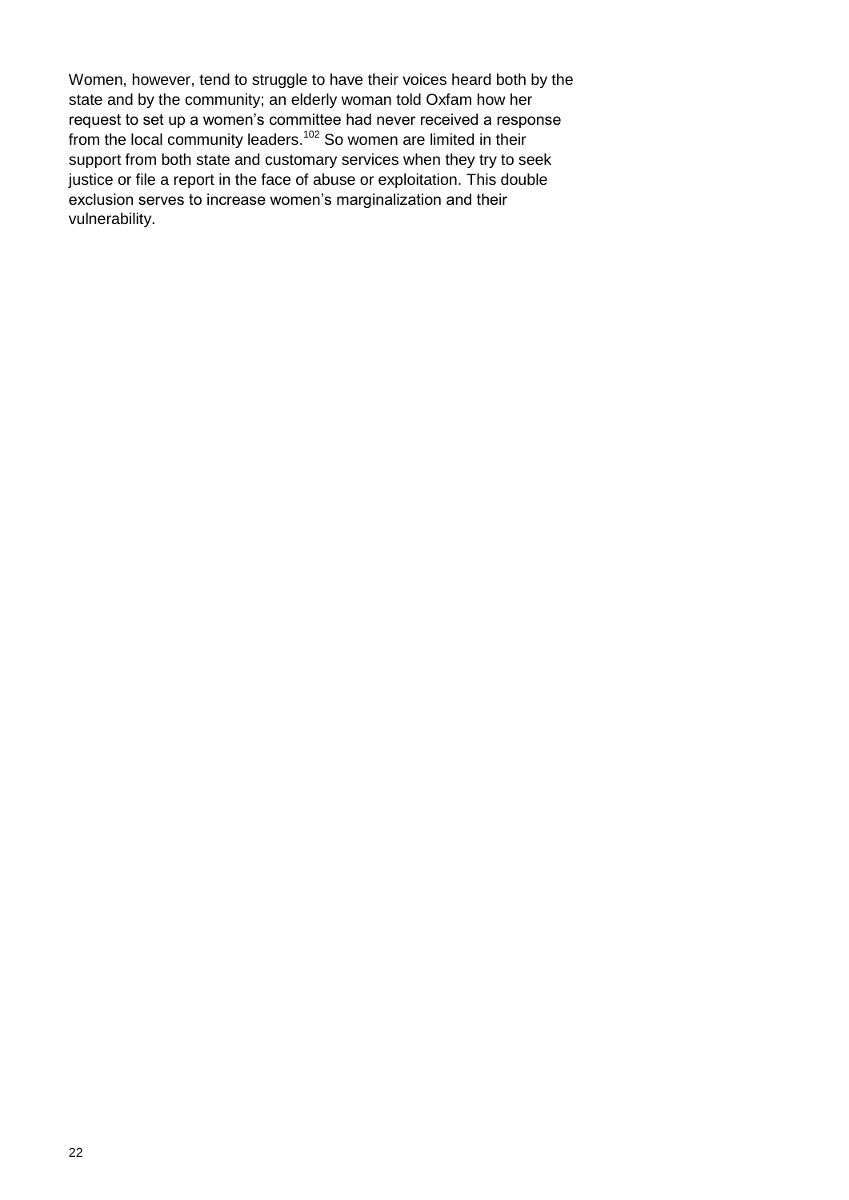Women, however, tend to struggle to have their voices heard both by the state and by the community; an elderly woman told Oxfam how her request to set up a women's committee had never received a response from the local community leaders.[102] So women are limited in their support from both state and customary services when they try to seek justice or file a report in the face of abuse or exploitation. This double exclusion serves to increase women's marginalization and their vulnerability.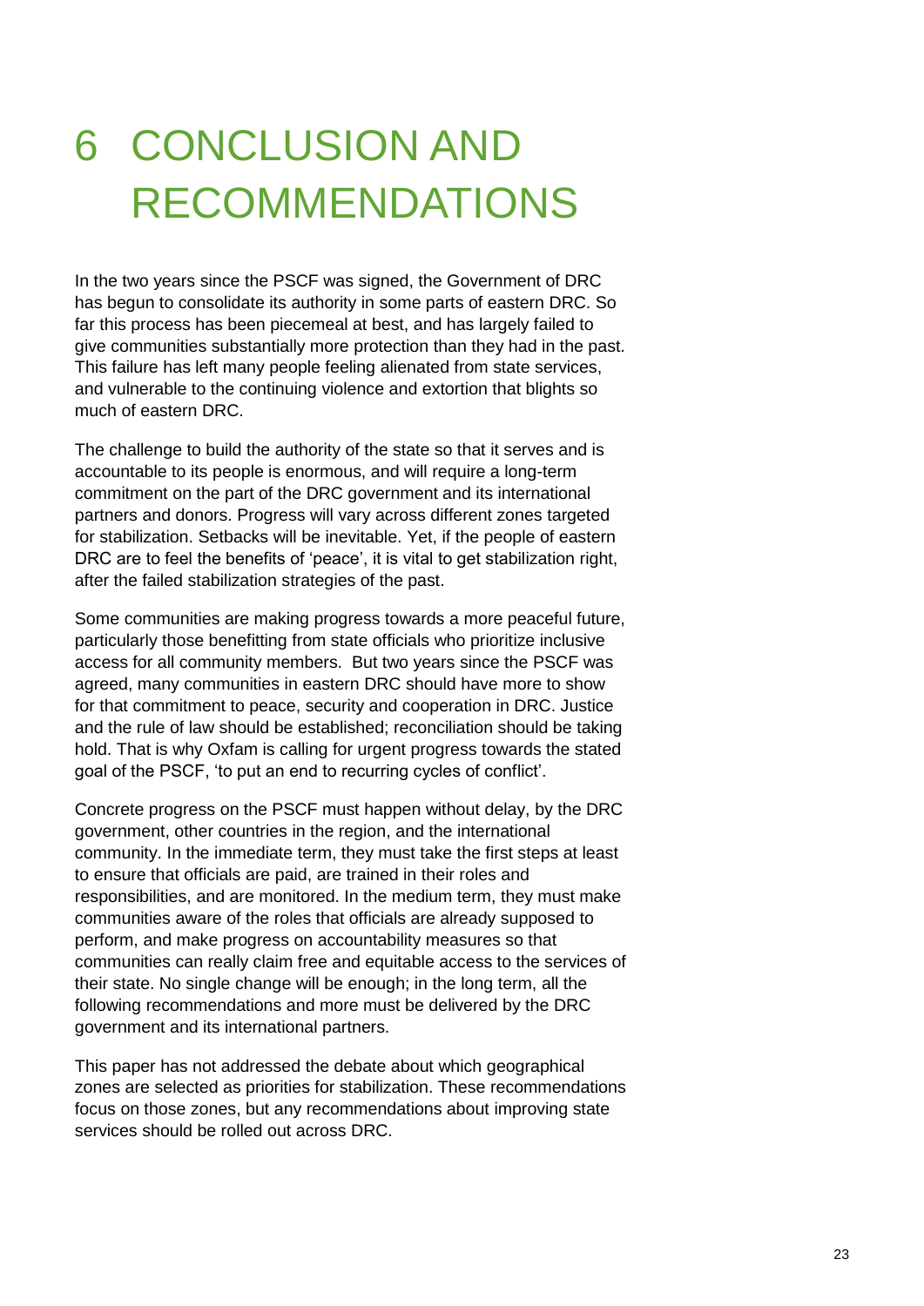# 6 CONCLUSION AND RECOMMENDATIONS

In the two years since the PSCF was signed, the Government of DRC has begun to consolidate its authority in some parts of eastern DRC. So far this process has been piecemeal at best, and has largely failed to give communities substantially more protection than they had in the past. This failure has left many people feeling alienated from state services, and vulnerable to the continuing violence and extortion that blights so much of eastern DRC.

The challenge to build the authority of the state so that it serves and is accountable to its people is enormous, and will require a long-term commitment on the part of the DRC government and its international partners and donors. Progress will vary across different zones targeted for stabilization. Setbacks will be inevitable. Yet, if the people of eastern DRC are to feel the benefits of 'peace', it is vital to get stabilization right, after the failed stabilization strategies of the past.

Some communities are making progress towards a more peaceful future, particularly those benefitting from state officials who prioritize inclusive access for all community members. But two years since the PSCF was agreed, many communities in eastern DRC should have more to show for that commitment to peace, security and cooperation in DRC. Justice and the rule of law should be established; reconciliation should be taking hold. That is why Oxfam is calling for urgent progress towards the stated goal of the PSCF, 'to put an end to recurring cycles of conflict'.

Concrete progress on the PSCF must happen without delay, by the DRC government, other countries in the region, and the international community. In the immediate term, they must take the first steps at least to ensure that officials are paid, are trained in their roles and responsibilities, and are monitored. In the medium term, they must make communities aware of the roles that officials are already supposed to perform, and make progress on accountability measures so that communities can really claim free and equitable access to the services of their state. No single change will be enough; in the long term, all the following recommendations and more must be delivered by the DRC government and its international partners.

This paper has not addressed the debate about which geographical zones are selected as priorities for stabilization. These recommendations focus on those zones, but any recommendations about improving state services should be rolled out across DRC.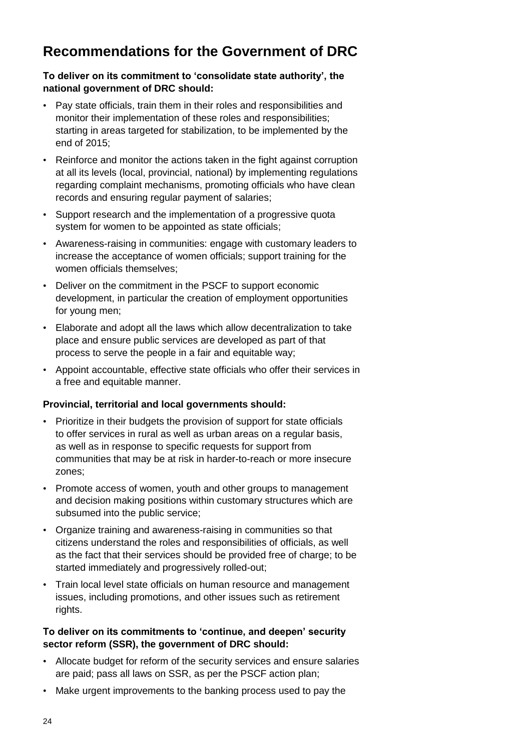## Recommendations for the Government of DRC

**To deliver on its commitment to 'consolidate state authority', the national government of DRC should:**

- Pay state officials, train them in their roles and responsibilities and monitor their implementation of these roles and responsibilities; starting in areas targeted for stabilization, to be implemented by the end of 2015;
- Reinforce and monitor the actions taken in the fight against corruption at all its levels (local, provincial, national) by implementing regulations regarding complaint mechanisms, promoting officials who have clean records and ensuring regular payment of salaries;
- Support research and the implementation of a progressive quota system for women to be appointed as state officials;
- Awareness-raising in communities: engage with customary leaders to increase the acceptance of women officials; support training for the women officials themselves;
- Deliver on the commitment in the PSCF to support economic development, in particular the creation of employment opportunities for young men;
- Elaborate and adopt all the laws which allow decentralization to take place and ensure public services are developed as part of that process to serve the people in a fair and equitable way;
- Appoint accountable, effective state officials who offer their services in a free and equitable manner.

**Provincial, territorial and local governments should:**

- Prioritize in their budgets the provision of support for state officials to offer services in rural as well as urban areas on a regular basis, as well as in response to specific requests for support from communities that may be at risk in harder-to-reach or more insecure zones;
- Promote access of women, youth and other groups to management and decision making positions within customary structures which are subsumed into the public service;
- Organize training and awareness-raising in communities so that citizens understand the roles and responsibilities of officials, as well as the fact that their services should be provided free of charge; to be started immediately and progressively rolled-out;
- Train local level state officials on human resource and management issues, including promotions, and other issues such as retirement rights.

**To deliver on its commitments to 'continue, and deepen' security sector reform (SSR), the government of DRC should:**

- Allocate budget for reform of the security services and ensure salaries are paid; pass all laws on SSR, as per the PSCF action plan;
- Make urgent improvements to the banking process used to pay the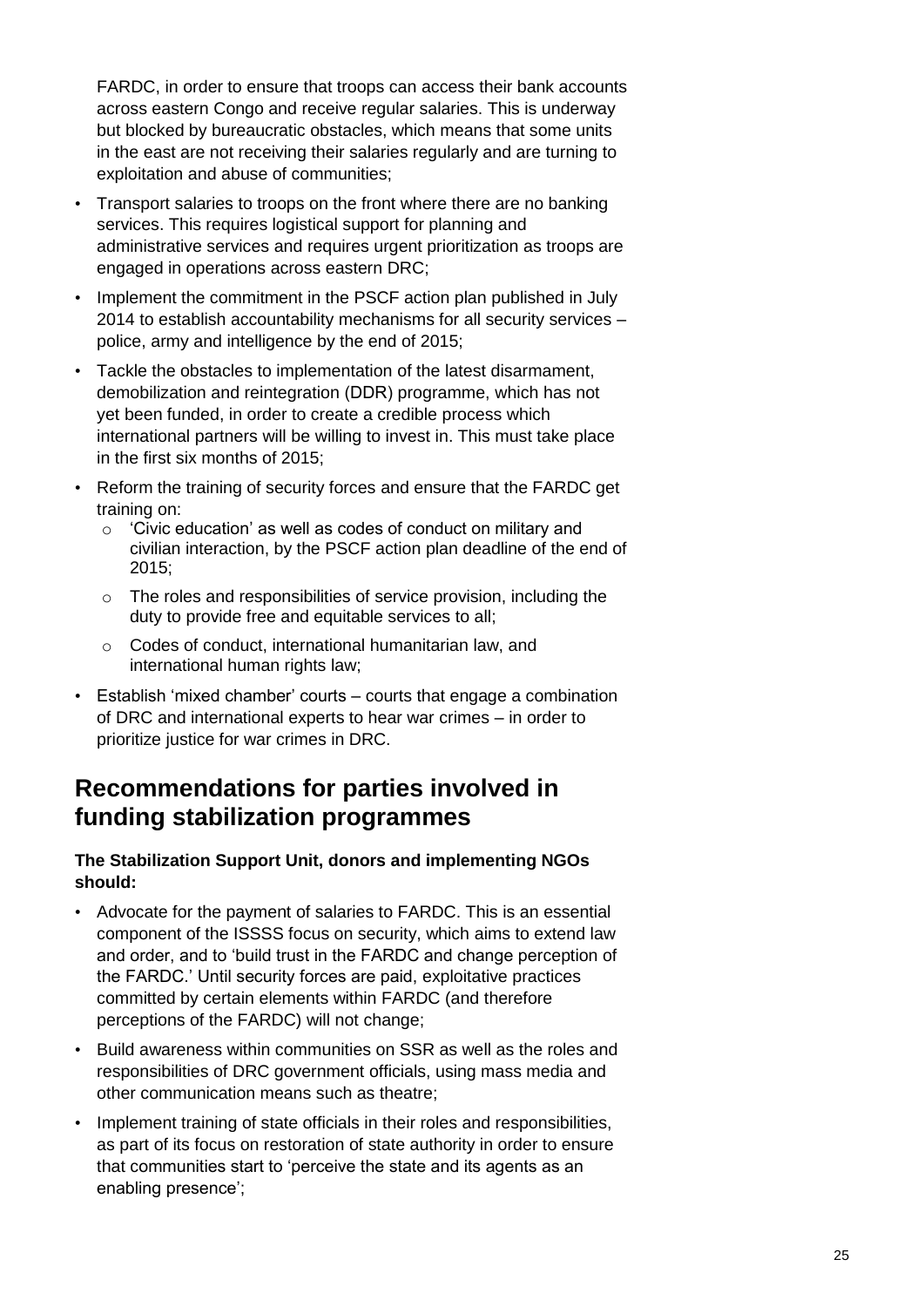FARDC, in order to ensure that troops can access their bank accounts across eastern Congo and receive regular salaries. This is underway but blocked by bureaucratic obstacles, which means that some units in the east are not receiving their salaries regularly and are turning to exploitation and abuse of communities;

- Transport salaries to troops on the front where there are no banking services. This requires logistical support for planning and administrative services and requires urgent prioritization as troops are engaged in operations across eastern DRC;
- Implement the commitment in the PSCF action plan published in July 2014 to establish accountability mechanisms for all security services – police, army and intelligence by the end of 2015;
- Tackle the obstacles to implementation of the latest disarmament, demobilization and reintegration (DDR) programme, which has not yet been funded, in order to create a credible process which international partners will be willing to invest in. This must take place in the first six months of 2015;
- Reform the training of security forces and ensure that the FARDC get training on:
  - 'Civic education' as well as codes of conduct on military and civilian interaction, by the PSCF action plan deadline of the end of 2015;
  - The roles and responsibilities of service provision, including the duty to provide free and equitable services to all;
  - Codes of conduct, international humanitarian law, and international human rights law;
- Establish 'mixed chamber' courts – courts that engage a combination of DRC and international experts to hear war crimes – in order to prioritize justice for war crimes in DRC.

## Recommendations for parties involved in funding stabilization programmes

**The Stabilization Support Unit, donors and implementing NGOs should:**

- Advocate for the payment of salaries to FARDC. This is an essential component of the ISSSS focus on security, which aims to extend law and order, and to 'build trust in the FARDC and change perception of the FARDC.' Until security forces are paid, exploitative practices committed by certain elements within FARDC (and therefore perceptions of the FARDC) will not change;
- Build awareness within communities on SSR as well as the roles and responsibilities of DRC government officials, using mass media and other communication means such as theatre;
- Implement training of state officials in their roles and responsibilities, as part of its focus on restoration of state authority in order to ensure that communities start to 'perceive the state and its agents as an enabling presence';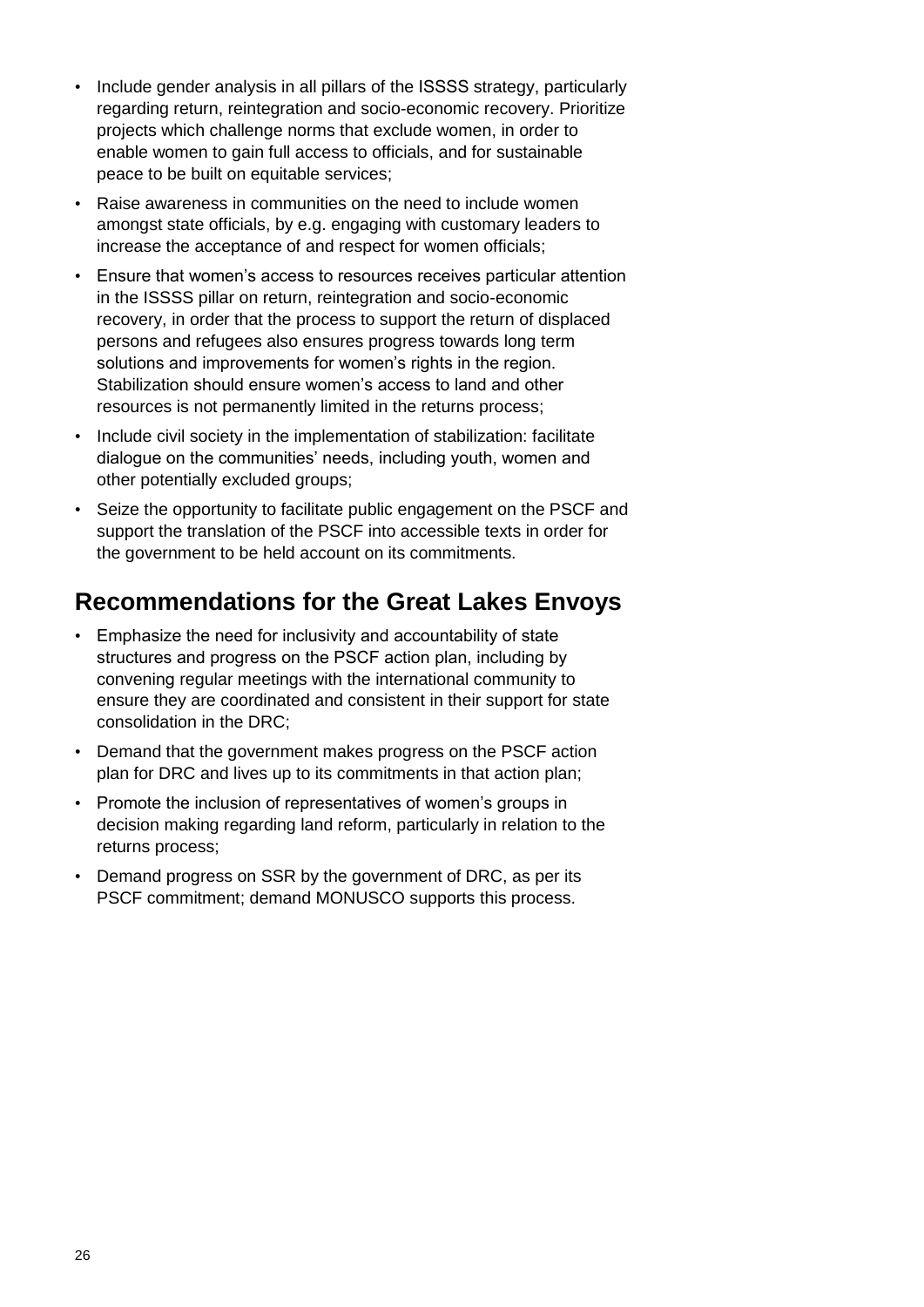- Include gender analysis in all pillars of the ISSSS strategy, particularly regarding return, reintegration and socio-economic recovery. Prioritize projects which challenge norms that exclude women, in order to enable women to gain full access to officials, and for sustainable peace to be built on equitable services;
- Raise awareness in communities on the need to include women amongst state officials, by e.g. engaging with customary leaders to increase the acceptance of and respect for women officials;
- Ensure that women's access to resources receives particular attention in the ISSSS pillar on return, reintegration and socio-economic recovery, in order that the process to support the return of displaced persons and refugees also ensures progress towards long term solutions and improvements for women's rights in the region. Stabilization should ensure women's access to land and other resources is not permanently limited in the returns process;
- Include civil society in the implementation of stabilization: facilitate dialogue on the communities' needs, including youth, women and other potentially excluded groups;
- Seize the opportunity to facilitate public engagement on the PSCF and support the translation of the PSCF into accessible texts in order for the government to be held account on its commitments.

## Recommendations for the Great Lakes Envoys

- Emphasize the need for inclusivity and accountability of state structures and progress on the PSCF action plan, including by convening regular meetings with the international community to ensure they are coordinated and consistent in their support for state consolidation in the DRC;
- Demand that the government makes progress on the PSCF action plan for DRC and lives up to its commitments in that action plan;
- Promote the inclusion of representatives of women's groups in decision making regarding land reform, particularly in relation to the returns process;
- Demand progress on SSR by the government of DRC, as per its PSCF commitment; demand MONUSCO supports this process.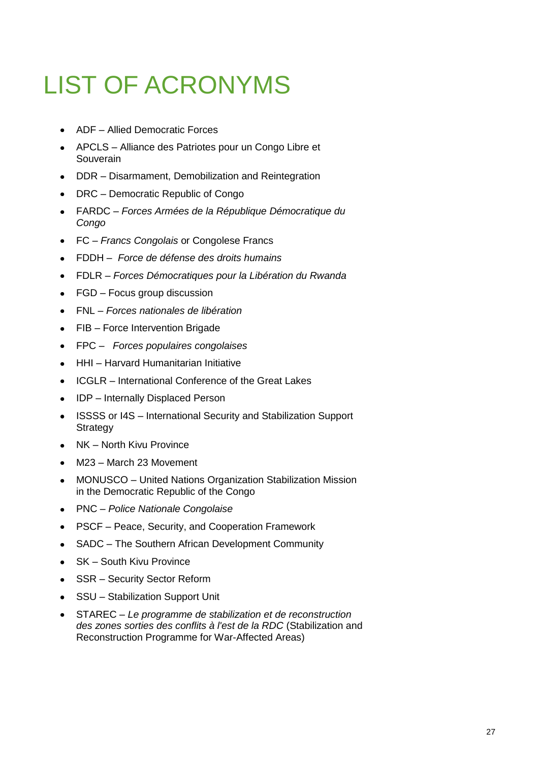# LIST OF ACRONYMS

- ADF – Allied Democratic Forces
- APCLS – Alliance des Patriotes pour un Congo Libre et Souverain
- DDR – Disarmament, Demobilization and Reintegration
- DRC – Democratic Republic of Congo
- FARDC – *Forces Armées de la République Démocratique du Congo*
- FC – *Francs Congolais* or Congolese Francs
- FDDH – *Force de défense des droits humains*
- FDLR – *Forces Démocratiques pour la Libération du Rwanda*
- FGD – Focus group discussion
- FNL – *Forces nationales de libération*
- FIB – Force Intervention Brigade
- FPC – *Forces populaires congolaises*
- HHI – Harvard Humanitarian Initiative
- ICGLR – International Conference of the Great Lakes
- IDP – Internally Displaced Person
- ISSSS or I4S – International Security and Stabilization Support Strategy
- NK – North Kivu Province
- M23 – March 23 Movement
- MONUSCO – United Nations Organization Stabilization Mission in the Democratic Republic of the Congo
- PNC – *Police Nationale Congolaise*
- PSCF – Peace, Security, and Cooperation Framework
- SADC – The Southern African Development Community
- SK – South Kivu Province
- SSR – Security Sector Reform
- SSU – Stabilization Support Unit
- STAREC – *Le programme de stabilization et de reconstruction des zones sorties des conflits à l'est de la RDC* (Stabilization and Reconstruction Programme for War-Affected Areas)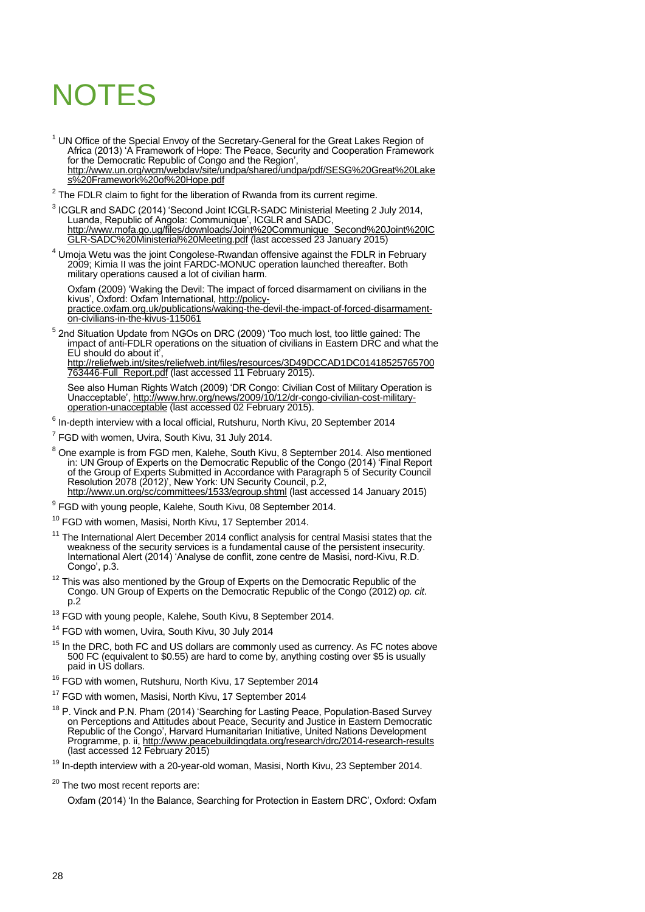# NOTES

[1] UN Office of the Special Envoy of the Secretary-General for the Great Lakes Region of Africa (2013) 'A Framework of Hope: The Peace, Security and Cooperation Framework for the Democratic Republic of Congo and the Region', http://www.un.org/wcm/webdav/site/undpa/shared/undpa/pdf/SESG%20Great%20Lakes%20Framework%20of%20Hope.pdf

[2] The FDLR claim to fight for the liberation of Rwanda from its current regime.

[3] ICGLR and SADC (2014) 'Second Joint ICGLR-SADC Ministerial Meeting 2 July 2014, Luanda, Republic of Angola: Communique', ICGLR and SADC, http://www.mofa.go.ug/files/downloads/Joint%20Communique_Second%20Joint%20ICGLR-SADC%20Ministerial%20Meeting.pdf (last accessed 23 January 2015)

[4] Umoja Wetu was the joint Congolese-Rwandan offensive against the FDLR in February 2009; Kimia II was the joint FARDC-MONUC operation launched thereafter. Both military operations caused a lot of civilian harm.

Oxfam (2009) 'Waking the Devil: The impact of forced disarmament on civilians in the kivus', Oxford: Oxfam International, http://policy-practice.oxfam.org.uk/publications/waking-the-devil-the-impact-of-forced-disarmament-on-civilians-in-the-kivus-115061

[5] 2nd Situation Update from NGOs on DRC (2009) 'Too much lost, too little gained: The impact of anti-FDLR operations on the situation of civilians in Eastern DRC and what the EU should do about it', http://reliefweb.int/sites/reliefweb.int/files/resources/3D49DCCAD1DC01418525765700763446-Full_Report.pdf (last accessed 11 February 2015).

See also Human Rights Watch (2009) 'DR Congo: Civilian Cost of Military Operation is Unacceptable', http://www.hrw.org/news/2009/10/12/dr-congo-civilian-cost-military-operation-unacceptable (last accessed 02 February 2015).

[6] In-depth interview with a local official, Rutshuru, North Kivu, 20 September 2014

[7] FGD with women, Uvira, South Kivu, 31 July 2014.

[8] One example is from FGD men, Kalehe, South Kivu, 8 September 2014. Also mentioned in: UN Group of Experts on the Democratic Republic of the Congo (2014) 'Final Report of the Group of Experts Submitted in Accordance with Paragraph 5 of Security Council Resolution 2078 (2012)', New York: UN Security Council, p.2, http://www.un.org/sc/committees/1533/egroup.shtml (last accessed 14 January 2015)

[9] FGD with young people, Kalehe, South Kivu, 08 September 2014.

[10] FGD with women, Masisi, North Kivu, 17 September 2014.

[11] The International Alert December 2014 conflict analysis for central Masisi states that the weakness of the security services is a fundamental cause of the persistent insecurity. International Alert (2014) 'Analyse de conflit, zone centre de Masisi, nord-Kivu, R.D. Congo', p.3.

[12] This was also mentioned by the Group of Experts on the Democratic Republic of the Congo. UN Group of Experts on the Democratic Republic of the Congo (2012) *op. cit*. p.2

[13] FGD with young people, Kalehe, South Kivu, 8 September 2014.

[14] FGD with women, Uvira, South Kivu, 30 July 2014

[15] In the DRC, both FC and US dollars are commonly used as currency. As FC notes above 500 FC (equivalent to $0.55) are hard to come by, anything costing over $5 is usually paid in US dollars.

[16] FGD with women, Rutshuru, North Kivu, 17 September 2014

[17] FGD with women, Masisi, North Kivu, 17 September 2014

[18] P. Vinck and P.N. Pham (2014) 'Searching for Lasting Peace, Population-Based Survey on Perceptions and Attitudes about Peace, Security and Justice in Eastern Democratic Republic of the Congo', Harvard Humanitarian Initiative, United Nations Development Programme, p. ii, http://www.peacebuildingdata.org/research/drc/2014-research-results (last accessed 12 February 2015)

[19] In-depth interview with a 20-year-old woman, Masisi, North Kivu, 23 September 2014.

[20] The two most recent reports are:

Oxfam (2014) 'In the Balance, Searching for Protection in Eastern DRC', Oxford: Oxfam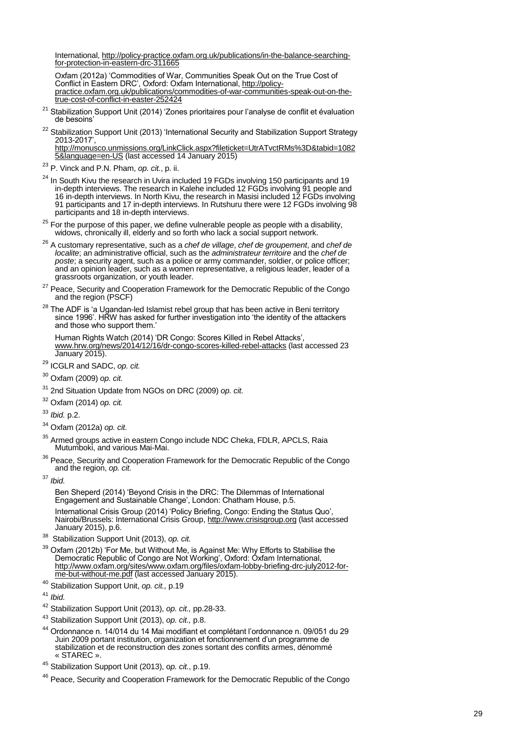International, http://policy-practice.oxfam.org.uk/publications/in-the-balance-searching-for-protection-in-eastern-drc-311665

Oxfam (2012a) 'Commodities of War, Communities Speak Out on the True Cost of Conflict in Eastern DRC', Oxford: Oxfam International, http://policy-practice.oxfam.org.uk/publications/commodities-of-war-communities-speak-out-on-the-true-cost-of-conflict-in-easter-252424

[21] Stabilization Support Unit (2014) 'Zones prioritaires pour l'analyse de conflit et évaluation de besoins'

[22] Stabilization Support Unit (2013) 'International Security and Stabilization Support Strategy 2013-2017', http://monusco.unmissions.org/LinkClick.aspx?fileticket=UtrATvctRMs%3D&tabid=10825&language=en-US (last accessed 14 January 2015)

[23] P. Vinck and P.N. Pham, *op. cit.*, p. ii.

[24] In South Kivu the research in Uvira included 19 FGDs involving 150 participants and 19 in-depth interviews. The research in Kalehe included 12 FGDs involving 91 people and 16 in-depth interviews. In North Kivu, the research in Masisi included 12 FGDs involving 91 participants and 17 in-depth interviews. In Rutshuru there were 12 FGDs involving 98 participants and 18 in-depth interviews.

[25] For the purpose of this paper, we define vulnerable people as people with a disability, widows, chronically ill, elderly and so forth who lack a social support network.

[26] A customary representative, such as a *chef de village*, *chef de groupement*, and *chef de localite*; an administrative official, such as the *administrateur territoire* and the *chef de poste*; a security agent, such as a police or army commander, soldier, or police officer; and an opinion leader, such as a women representative, a religious leader, leader of a grassroots organization, or youth leader.

[27] Peace, Security and Cooperation Framework for the Democratic Republic of the Congo and the region (PSCF)

[28] The ADF is 'a Ugandan-led Islamist rebel group that has been active in Beni territory since 1996'. HRW has asked for further investigation into 'the identity of the attackers and those who support them.'

Human Rights Watch (2014) 'DR Congo: Scores Killed in Rebel Attacks', www.hrw.org/news/2014/12/16/dr-congo-scores-killed-rebel-attacks (last accessed 23 January 2015).

[29] ICGLR and SADC, *op. cit.*

[30] Oxfam (2009) *op. cit.*

[31] 2nd Situation Update from NGOs on DRC (2009) *op. cit.*

[32] Oxfam (2014) *op. cit.*

[33] *Ibid.* p.2.

[34] Oxfam (2012a) *op. cit.*

[35] Armed groups active in eastern Congo include NDC Cheka, FDLR, APCLS, Raia Mutumboki, and various Mai-Mai.

[36] Peace, Security and Cooperation Framework for the Democratic Republic of the Congo and the region, *op. cit.*

[37] *Ibid.*

Ben Sheperd (2014) 'Beyond Crisis in the DRC: The Dilemmas of International Engagement and Sustainable Change', London: Chatham House, p.5.

International Crisis Group (2014) 'Policy Briefing, Congo: Ending the Status Quo', Nairobi/Brussels: International Crisis Group, http://www.crisisgroup.org (last accessed January 2015), p.6.

[38] Stabilization Support Unit (2013), *op. cit.*

[39] Oxfam (2012b) 'For Me, but Without Me, is Against Me: Why Efforts to Stabilise the Democratic Republic of Congo are Not Working', Oxford: Oxfam International, http://www.oxfam.org/sites/www.oxfam.org/files/oxfam-lobby-briefing-drc-july2012-for-me-but-without-me.pdf (last accessed January 2015).

[40] Stabilization Support Unit, *op. cit.,* p.19

[41] *Ibid.*

[42] Stabilization Support Unit (2013), *op. cit.,* pp.28-33.

[43] Stabilization Support Unit (2013), *op. cit.,* p.8.

[44] Ordonnance n. 14/014 du 14 Mai modifiant et complétant l'ordonnance n. 09/051 du 29 Juin 2009 portant institution, organization et fonctionnement d'un programme de stabilization et de reconstruction des zones sortant des conflits armes, dénommé « STAREC ».

[45] Stabilization Support Unit (2013), o*p. cit.*, p.19.

[46] Peace, Security and Cooperation Framework for the Democratic Republic of the Congo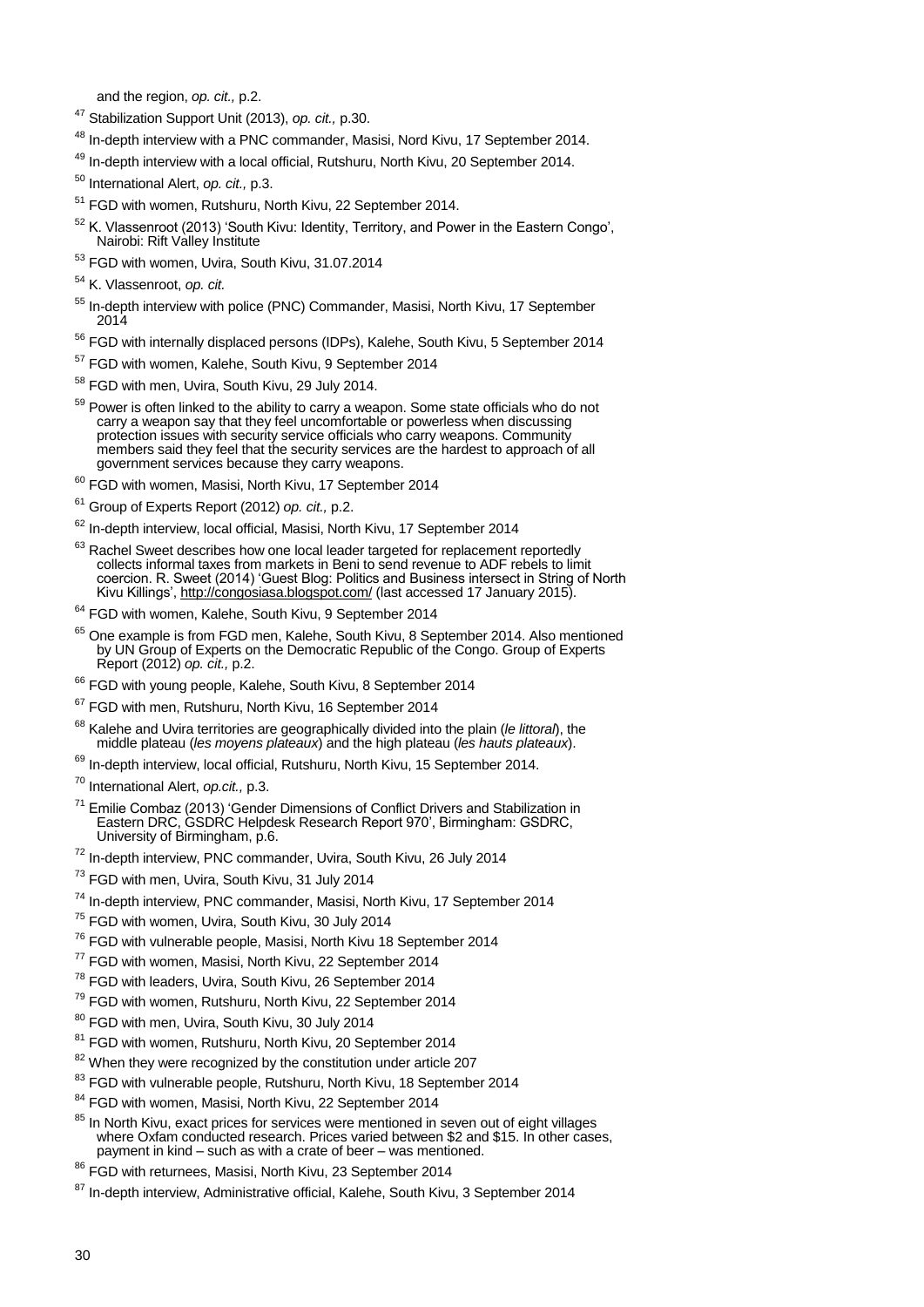and the region, *op. cit.,* p.2.

[47] Stabilization Support Unit (2013), *op. cit.,* p.30.

[48] In-depth interview with a PNC commander, Masisi, Nord Kivu, 17 September 2014.

[49] In-depth interview with a local official, Rutshuru, North Kivu, 20 September 2014.

[50] International Alert, *op. cit.,* p.3.

[51] FGD with women, Rutshuru, North Kivu, 22 September 2014.

[52] K. Vlassenroot (2013) 'South Kivu: Identity, Territory, and Power in the Eastern Congo', Nairobi: Rift Valley Institute

[53] FGD with women, Uvira, South Kivu, 31.07.2014

[54] K. Vlassenroot, *op. cit.*

[55] In-depth interview with police (PNC) Commander, Masisi, North Kivu, 17 September 2014

[56] FGD with internally displaced persons (IDPs), Kalehe, South Kivu, 5 September 2014

[57] FGD with women, Kalehe, South Kivu, 9 September 2014

[58] FGD with men, Uvira, South Kivu, 29 July 2014.

[59] Power is often linked to the ability to carry a weapon. Some state officials who do not carry a weapon say that they feel uncomfortable or powerless when discussing protection issues with security service officials who carry weapons. Community members said they feel that the security services are the hardest to approach of all government services because they carry weapons.

[60] FGD with women, Masisi, North Kivu, 17 September 2014

[61] Group of Experts Report (2012) *op. cit.,* p.2.

[62] In-depth interview, local official, Masisi, North Kivu, 17 September 2014

[63] Rachel Sweet describes how one local leader targeted for replacement reportedly collects informal taxes from markets in Beni to send revenue to ADF rebels to limit coercion. R. Sweet (2014) 'Guest Blog: Politics and Business intersect in String of North Kivu Killings', http://congosiasa.blogspot.com/ (last accessed 17 January 2015).

[64] FGD with women, Kalehe, South Kivu, 9 September 2014

[65] One example is from FGD men, Kalehe, South Kivu, 8 September 2014. Also mentioned by UN Group of Experts on the Democratic Republic of the Congo. Group of Experts Report (2012) *op. cit.,* p.2.

[66] FGD with young people, Kalehe, South Kivu, 8 September 2014

[67] FGD with men, Rutshuru, North Kivu, 16 September 2014

[68] Kalehe and Uvira territories are geographically divided into the plain (*le littoral*), the middle plateau (*les moyens plateaux*) and the high plateau (*les hauts plateaux*).

[69] In-depth interview, local official, Rutshuru, North Kivu, 15 September 2014.

[70] International Alert, *op.cit.,* p.3.

[71] Emilie Combaz (2013) 'Gender Dimensions of Conflict Drivers and Stabilization in Eastern DRC, GSDRC Helpdesk Research Report 970', Birmingham: GSDRC, University of Birmingham, p.6.

[72] In-depth interview, PNC commander, Uvira, South Kivu, 26 July 2014

[73] FGD with men, Uvira, South Kivu, 31 July 2014

[74] In-depth interview, PNC commander, Masisi, North Kivu, 17 September 2014

[75] FGD with women, Uvira, South Kivu, 30 July 2014

[76] FGD with vulnerable people, Masisi, North Kivu 18 September 2014

[77] FGD with women, Masisi, North Kivu, 22 September 2014

[78] FGD with leaders, Uvira, South Kivu, 26 September 2014

[79] FGD with women, Rutshuru, North Kivu, 22 September 2014

[80] FGD with men, Uvira, South Kivu, 30 July 2014

[81] FGD with women, Rutshuru, North Kivu, 20 September 2014

[82] When they were recognized by the constitution under article 207

[83] FGD with vulnerable people, Rutshuru, North Kivu, 18 September 2014

[84] FGD with women, Masisi, North Kivu, 22 September 2014

[85] In North Kivu, exact prices for services were mentioned in seven out of eight villages where Oxfam conducted research. Prices varied between $2 and $15. In other cases, payment in kind – such as with a crate of beer – was mentioned.

[86] FGD with returnees, Masisi, North Kivu, 23 September 2014

[87] In-depth interview, Administrative official, Kalehe, South Kivu, 3 September 2014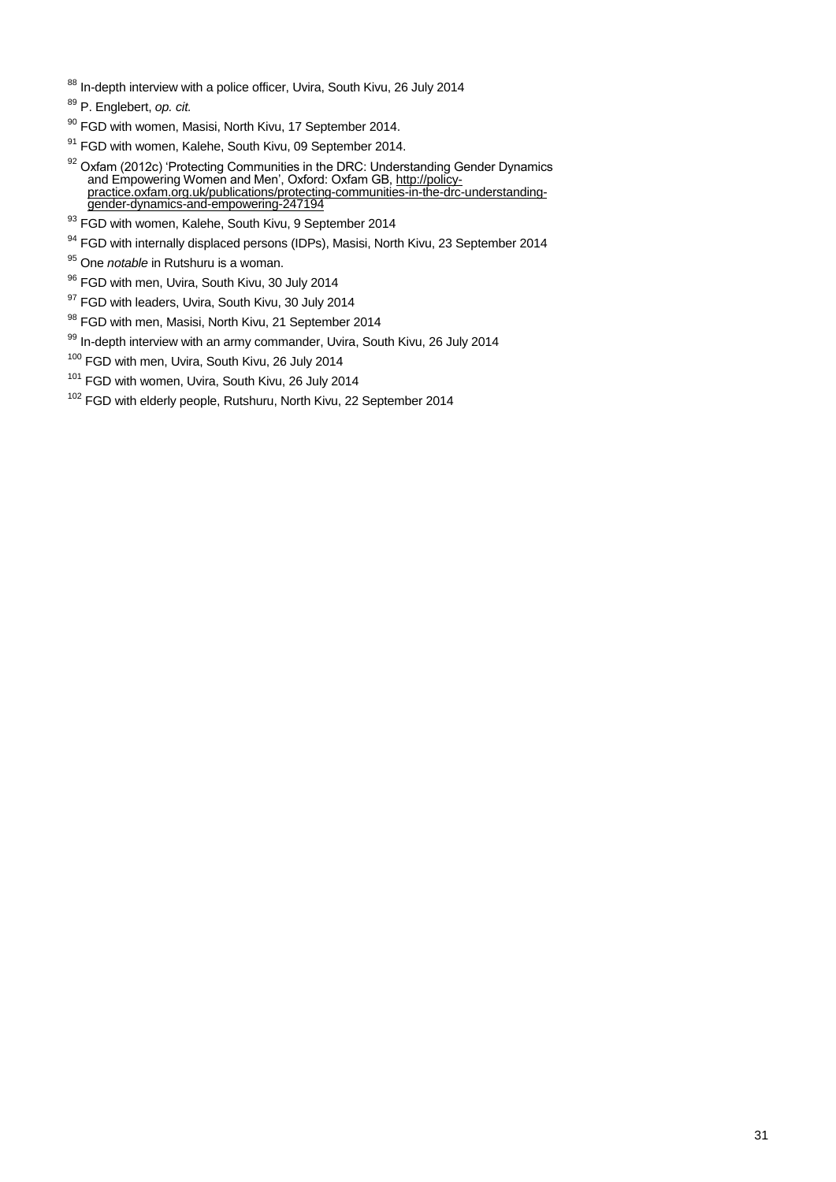[88] In-depth interview with a police officer, Uvira, South Kivu, 26 July 2014

[89] P. Englebert, *op. cit.*

[90] FGD with women, Masisi, North Kivu, 17 September 2014.

[91] FGD with women, Kalehe, South Kivu, 09 September 2014.

[92] Oxfam (2012c) 'Protecting Communities in the DRC: Understanding Gender Dynamics and Empowering Women and Men', Oxford: Oxfam GB, http://policy-practice.oxfam.org.uk/publications/protecting-communities-in-the-drc-understanding-gender-dynamics-and-empowering-247194

[93] FGD with women, Kalehe, South Kivu, 9 September 2014

[94] FGD with internally displaced persons (IDPs), Masisi, North Kivu, 23 September 2014

[95] One *notable* in Rutshuru is a woman.

[96] FGD with men, Uvira, South Kivu, 30 July 2014

[97] FGD with leaders, Uvira, South Kivu, 30 July 2014

[98] FGD with men, Masisi, North Kivu, 21 September 2014

[99] In-depth interview with an army commander, Uvira, South Kivu, 26 July 2014

[100] FGD with men, Uvira, South Kivu, 26 July 2014

[101] FGD with women, Uvira, South Kivu, 26 July 2014

[102] FGD with elderly people, Rutshuru, North Kivu, 22 September 2014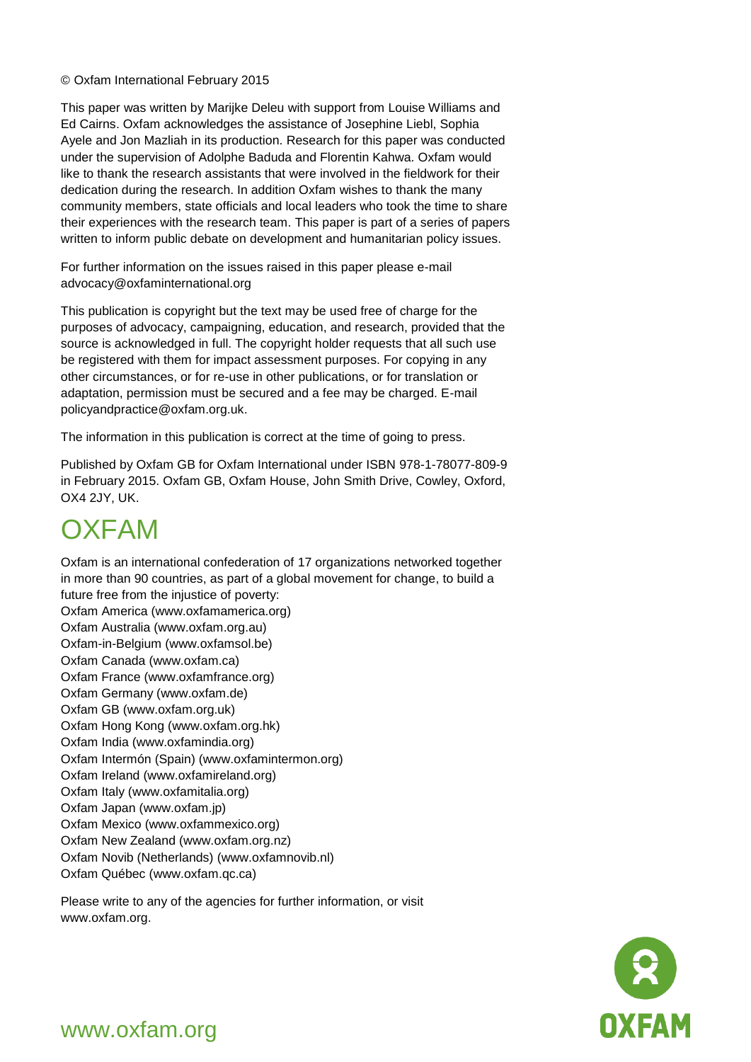© Oxfam International February 2015

This paper was written by Marijke Deleu with support from Louise Williams and Ed Cairns. Oxfam acknowledges the assistance of Josephine Liebl, Sophia Ayele and Jon Mazliah in its production. Research for this paper was conducted under the supervision of Adolphe Baduda and Florentin Kahwa. Oxfam would like to thank the research assistants that were involved in the fieldwork for their dedication during the research. In addition Oxfam wishes to thank the many community members, state officials and local leaders who took the time to share their experiences with the research team. This paper is part of a series of papers written to inform public debate on development and humanitarian policy issues.

For further information on the issues raised in this paper please e-mail advocacy@oxfaminternational.org

This publication is copyright but the text may be used free of charge for the purposes of advocacy, campaigning, education, and research, provided that the source is acknowledged in full. The copyright holder requests that all such use be registered with them for impact assessment purposes. For copying in any other circumstances, or for re-use in other publications, or for translation or adaptation, permission must be secured and a fee may be charged. E-mail policyandpractice@oxfam.org.uk.

The information in this publication is correct at the time of going to press.

Published by Oxfam GB for Oxfam International under ISBN 978-1-78077-809-9 in February 2015. Oxfam GB, Oxfam House, John Smith Drive, Cowley, Oxford, OX4 2JY, UK.

# OXFAM

Oxfam is an international confederation of 17 organizations networked together in more than 90 countries, as part of a global movement for change, to build a future free from the injustice of poverty:

Oxfam America (www.oxfamamerica.org)
Oxfam Australia (www.oxfam.org.au)
Oxfam-in-Belgium (www.oxfamsol.be)
Oxfam Canada (www.oxfam.ca)
Oxfam France (www.oxfamfrance.org)
Oxfam Germany (www.oxfam.de)
Oxfam GB (www.oxfam.org.uk)
Oxfam Hong Kong (www.oxfam.org.hk)
Oxfam India (www.oxfamindia.org)
Oxfam Intermón (Spain) (www.oxfamintermon.org)
Oxfam Ireland (www.oxfamireland.org)
Oxfam Italy (www.oxfamitalia.org)
Oxfam Japan (www.oxfam.jp)
Oxfam Mexico (www.oxfammexico.org)
Oxfam New Zealand (www.oxfam.org.nz)
Oxfam Novib (Netherlands) (www.oxfamnovib.nl)
Oxfam Québec (www.oxfam.qc.ca)

Please write to any of the agencies for further information, or visit www.oxfam.org.

www.oxfam.org

OXFAM